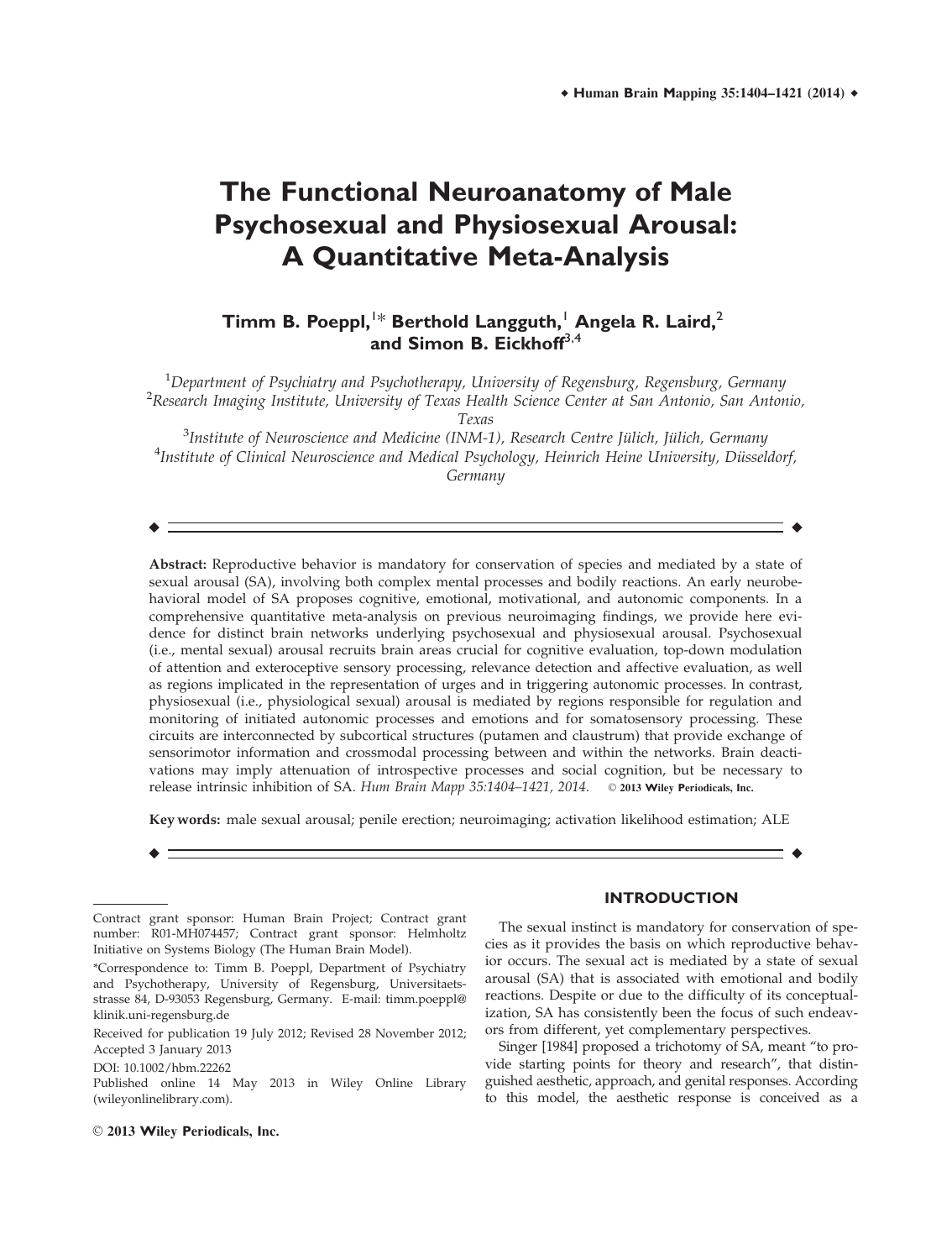# The Functional Neuroanatomy of Male Psychosexual and Physiosexual Arousal: A Quantitative Meta-Analysis

**Timm B. Poeppl,[1]* Berthold Langguth,[1] Angela R. Laird,[2] and Simon B. Eickhoff[3,4]**

[1]*Department of Psychiatry and Psychotherapy, University of Regensburg, Regensburg, Germany*
[2]*Research Imaging Institute, University of Texas Health Science Center at San Antonio, San Antonio, Texas*
[3]*Institute of Neuroscience and Medicine (INM-1), Research Centre Jülich, Jülich, Germany*
[4]*Institute of Clinical Neuroscience and Medical Psychology, Heinrich Heine University, Düsseldorf, Germany*

---

**Abstract:** Reproductive behavior is mandatory for conservation of species and mediated by a state of sexual arousal (SA), involving both complex mental processes and bodily reactions. An early neurobehavioral model of SA proposes cognitive, emotional, motivational, and autonomic components. In a comprehensive quantitative meta-analysis on previous neuroimaging findings, we provide here evidence for distinct brain networks underlying psychosexual and physiosexual arousal. Psychosexual (i.e., mental sexual) arousal recruits brain areas crucial for cognitive evaluation, top-down modulation of attention and exteroceptive sensory processing, relevance detection and affective evaluation, as well as regions implicated in the representation of urges and in triggering autonomic processes. In contrast, physiosexual (i.e., physiological sexual) arousal is mediated by regions responsible for regulation and monitoring of initiated autonomic processes and emotions and for somatosensory processing. These circuits are interconnected by subcortical structures (putamen and claustrum) that provide exchange of sensorimotor information and crossmodal processing between and within the networks. Brain deactivations may imply attenuation of introspective processes and social cognition, but be necessary to release intrinsic inhibition of SA. *Hum Brain Mapp 35:1404–1421, 2014.* © 2013 Wiley Periodicals, Inc.

**Key words:** male sexual arousal; penile erection; neuroimaging; activation likelihood estimation; ALE

---

Contract grant sponsor: Human Brain Project; Contract grant number: R01-MH074457; Contract grant sponsor: Helmholtz Initiative on Systems Biology (The Human Brain Model).

*Correspondence to: Timm B. Poeppl, Department of Psychiatry and Psychotherapy, University of Regensburg, Universitaetsstrasse 84, D-93053 Regensburg, Germany. E-mail: timm.poeppl@klinik.uni-regensburg.de

Received for publication 19 July 2012; Revised 28 November 2012; Accepted 3 January 2013

DOI: 10.1002/hbm.22262

Published online 14 May 2013 in Wiley Online Library (wileyonlinelibrary.com).

© 2013 Wiley Periodicals, Inc.

## INTRODUCTION

The sexual instinct is mandatory for conservation of species as it provides the basis on which reproductive behavior occurs. The sexual act is mediated by a state of sexual arousal (SA) that is associated with emotional and bodily reactions. Despite or due to the difficulty of its conceptualization, SA has consistently been the focus of such endeavors from different, yet complementary perspectives.

Singer [1984] proposed a trichotomy of SA, meant "to provide starting points for theory and research", that distinguished aesthetic, approach, and genital responses. According to this model, the aesthetic response is conceived as a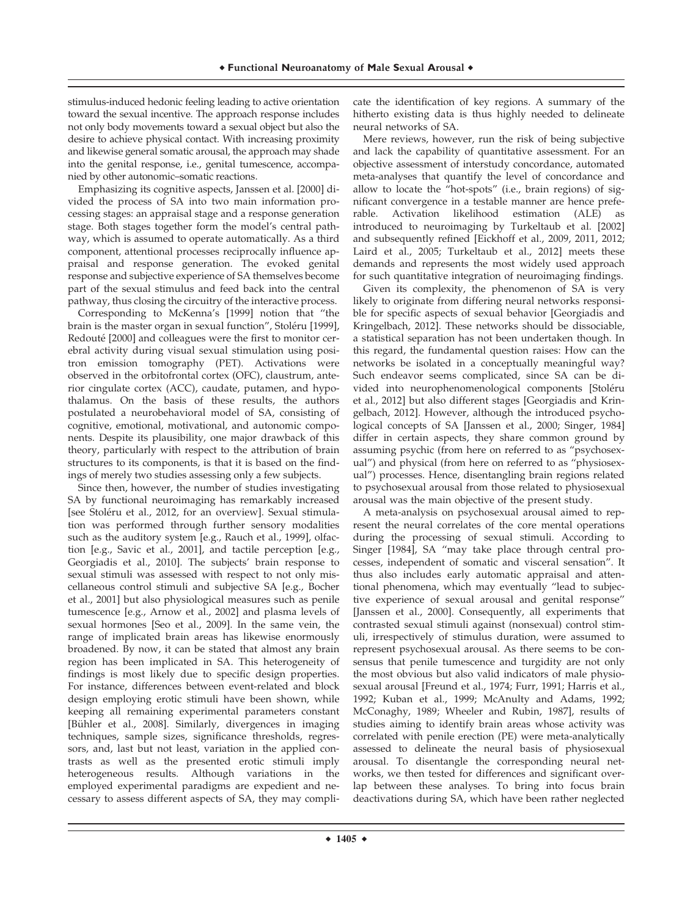stimulus-induced hedonic feeling leading to active orientation toward the sexual incentive. The approach response includes not only body movements toward a sexual object but also the desire to achieve physical contact. With increasing proximity and likewise general somatic arousal, the approach may shade into the genital response, i.e., genital tumescence, accompanied by other autonomic–somatic reactions.

Emphasizing its cognitive aspects, Janssen et al. [2000] divided the process of SA into two main information processing stages: an appraisal stage and a response generation stage. Both stages together form the model's central pathway, which is assumed to operate automatically. As a third component, attentional processes reciprocally influence appraisal and response generation. The evoked genital response and subjective experience of SA themselves become part of the sexual stimulus and feed back into the central pathway, thus closing the circuitry of the interactive process.

Corresponding to McKenna's [1999] notion that "the brain is the master organ in sexual function", Stoléru [1999], Redouté [2000] and colleagues were the first to monitor cerebral activity during visual sexual stimulation using positron emission tomography (PET). Activations were observed in the orbitofrontal cortex (OFC), claustrum, anterior cingulate cortex (ACC), caudate, putamen, and hypothalamus. On the basis of these results, the authors postulated a neurobehavioral model of SA, consisting of cognitive, emotional, motivational, and autonomic components. Despite its plausibility, one major drawback of this theory, particularly with respect to the attribution of brain structures to its components, is that it is based on the findings of merely two studies assessing only a few subjects.

Since then, however, the number of studies investigating SA by functional neuroimaging has remarkably increased [see Stoléru et al., 2012, for an overview]. Sexual stimulation was performed through further sensory modalities such as the auditory system [e.g., Rauch et al., 1999], olfaction [e.g., Savic et al., 2001], and tactile perception [e.g., Georgiadis et al., 2010]. The subjects' brain response to sexual stimuli was assessed with respect to not only miscellaneous control stimuli and subjective SA [e.g., Bocher et al., 2001] but also physiological measures such as penile tumescence [e.g., Arnow et al., 2002] and plasma levels of sexual hormones [Seo et al., 2009]. In the same vein, the range of implicated brain areas has likewise enormously broadened. By now, it can be stated that almost any brain region has been implicated in SA. This heterogeneity of findings is most likely due to specific design properties. For instance, differences between event-related and block design employing erotic stimuli have been shown, while keeping all remaining experimental parameters constant [Bühler et al., 2008]. Similarly, divergences in imaging techniques, sample sizes, significance thresholds, regressors, and, last but not least, variation in the applied contrasts as well as the presented erotic stimuli imply heterogeneous results. Although variations in the employed experimental paradigms are expedient and necessary to assess different aspects of SA, they may complicate the identification of key regions. A summary of the hitherto existing data is thus highly needed to delineate neural networks of SA.

Mere reviews, however, run the risk of being subjective and lack the capability of quantitative assessment. For an objective assessment of interstudy concordance, automated meta-analyses that quantify the level of concordance and allow to locate the "hot-spots" (i.e., brain regions) of significant convergence in a testable manner are hence preferable. Activation likelihood estimation (ALE) as introduced to neuroimaging by Turkeltaub et al. [2002] and subsequently refined [Eickhoff et al., 2009, 2011, 2012; Laird et al., 2005; Turkeltaub et al., 2012] meets these demands and represents the most widely used approach for such quantitative integration of neuroimaging findings.

Given its complexity, the phenomenon of SA is very likely to originate from differing neural networks responsible for specific aspects of sexual behavior [Georgiadis and Kringelbach, 2012]. These networks should be dissociable, a statistical separation has not been undertaken though. In this regard, the fundamental question raises: How can the networks be isolated in a conceptually meaningful way? Such endeavor seems complicated, since SA can be divided into neurophenomenological components [Stoléru et al., 2012] but also different stages [Georgiadis and Kringelbach, 2012]. However, although the introduced psychological concepts of SA [Janssen et al., 2000; Singer, 1984] differ in certain aspects, they share common ground by assuming psychic (from here on referred to as "psychosexual") and physical (from here on referred to as "physiosexual") processes. Hence, disentangling brain regions related to psychosexual arousal from those related to physiosexual arousal was the main objective of the present study.

A meta-analysis on psychosexual arousal aimed to represent the neural correlates of the core mental operations during the processing of sexual stimuli. According to Singer [1984], SA "may take place through central processes, independent of somatic and visceral sensation". It thus also includes early automatic appraisal and attentional phenomena, which may eventually "lead to subjective experience of sexual arousal and genital response" [Janssen et al., 2000]. Consequently, all experiments that contrasted sexual stimuli against (nonsexual) control stimuli, irrespectively of stimulus duration, were assumed to represent psychosexual arousal. As there seems to be consensus that penile tumescence and turgidity are not only the most obvious but also valid indicators of male physiosexual arousal [Freund et al., 1974; Furr, 1991; Harris et al., 1992; Kuban et al., 1999; McAnulty and Adams, 1992; McConaghy, 1989; Wheeler and Rubin, 1987], results of studies aiming to identify brain areas whose activity was correlated with penile erection (PE) were meta-analytically assessed to delineate the neural basis of physiosexual arousal. To disentangle the corresponding neural networks, we then tested for differences and significant overlap between these analyses. To bring into focus brain deactivations during SA, which have been rather neglected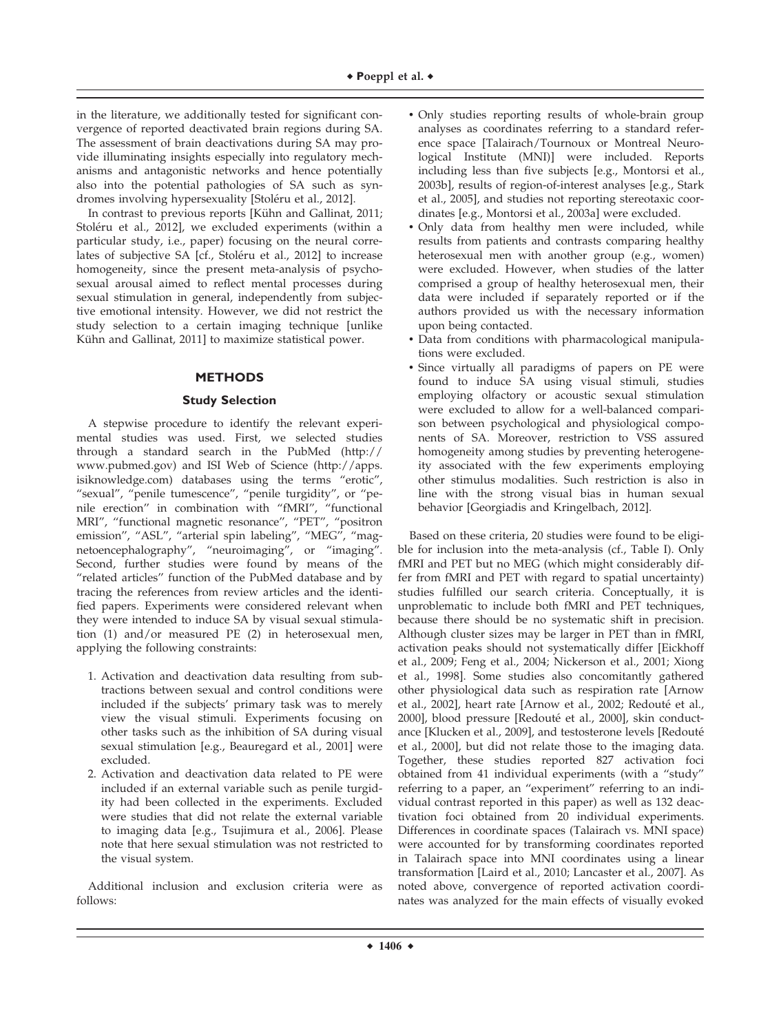in the literature, we additionally tested for significant convergence of reported deactivated brain regions during SA. The assessment of brain deactivations during SA may provide illuminating insights especially into regulatory mechanisms and antagonistic networks and hence potentially also into the potential pathologies of SA such as syndromes involving hypersexuality [Stoléru et al., 2012].

In contrast to previous reports [Kühn and Gallinat, 2011; Stoléru et al., 2012], we excluded experiments (within a particular study, i.e., paper) focusing on the neural correlates of subjective SA [cf., Stoléru et al., 2012] to increase homogeneity, since the present meta-analysis of psychosexual arousal aimed to reflect mental processes during sexual stimulation in general, independently from subjective emotional intensity. However, we did not restrict the study selection to a certain imaging technique [unlike Kühn and Gallinat, 2011] to maximize statistical power.

## METHODS

### Study Selection

A stepwise procedure to identify the relevant experimental studies was used. First, we selected studies through a standard search in the PubMed (http://www.pubmed.gov) and ISI Web of Science (http://apps.isiknowledge.com) databases using the terms "erotic", "sexual", "penile tumescence", "penile turgidity", or "penile erection" in combination with "fMRI", "functional MRI", "functional magnetic resonance", "PET", "positron emission", "ASL", "arterial spin labeling", "MEG", "magnetoencephalography", "neuroimaging", or "imaging". Second, further studies were found by means of the "related articles" function of the PubMed database and by tracing the references from review articles and the identified papers. Experiments were considered relevant when they were intended to induce SA by visual sexual stimulation (1) and/or measured PE (2) in heterosexual men, applying the following constraints:

1. Activation and deactivation data resulting from subtractions between sexual and control conditions were included if the subjects' primary task was to merely view the visual stimuli. Experiments focusing on other tasks such as the inhibition of SA during visual sexual stimulation [e.g., Beauregard et al., 2001] were excluded.
2. Activation and deactivation data related to PE were included if an external variable such as penile turgidity had been collected in the experiments. Excluded were studies that did not relate the external variable to imaging data [e.g., Tsujimura et al., 2006]. Please note that here sexual stimulation was not restricted to the visual system.

Additional inclusion and exclusion criteria were as follows:

- Only studies reporting results of whole-brain group analyses as coordinates referring to a standard reference space [Talairach/Tournoux or Montreal Neurological Institute (MNI)] were included. Reports including less than five subjects [e.g., Montorsi et al., 2003b], results of region-of-interest analyses [e.g., Stark et al., 2005], and studies not reporting stereotaxic coordinates [e.g., Montorsi et al., 2003a] were excluded.
- Only data from healthy men were included, while results from patients and contrasts comparing healthy heterosexual men with another group (e.g., women) were excluded. However, when studies of the latter comprised a group of healthy heterosexual men, their data were included if separately reported or if the authors provided us with the necessary information upon being contacted.
- Data from conditions with pharmacological manipulations were excluded.
- Since virtually all paradigms of papers on PE were found to induce SA using visual stimuli, studies employing olfactory or acoustic sexual stimulation were excluded to allow for a well-balanced comparison between psychological and physiological components of SA. Moreover, restriction to VSS assured homogeneity among studies by preventing heterogeneity associated with the few experiments employing other stimulus modalities. Such restriction is also in line with the strong visual bias in human sexual behavior [Georgiadis and Kringelbach, 2012].

Based on these criteria, 20 studies were found to be eligible for inclusion into the meta-analysis (cf., Table I). Only fMRI and PET but no MEG (which might considerably differ from fMRI and PET with regard to spatial uncertainty) studies fulfilled our search criteria. Conceptually, it is unproblematic to include both fMRI and PET techniques, because there should be no systematic shift in precision. Although cluster sizes may be larger in PET than in fMRI, activation peaks should not systematically differ [Eickhoff et al., 2009; Feng et al., 2004; Nickerson et al., 2001; Xiong et al., 1998]. Some studies also concomitantly gathered other physiological data such as respiration rate [Arnow et al., 2002], heart rate [Arnow et al., 2002; Redouté et al., 2000], blood pressure [Redouté et al., 2000], skin conductance [Klucken et al., 2009], and testosterone levels [Redouté et al., 2000], but did not relate those to the imaging data. Together, these studies reported 827 activation foci obtained from 41 individual experiments (with a "study" referring to a paper, an "experiment" referring to an individual contrast reported in this paper) as well as 132 deactivation foci obtained from 20 individual experiments. Differences in coordinate spaces (Talairach vs. MNI space) were accounted for by transforming coordinates reported in Talairach space into MNI coordinates using a linear transformation [Laird et al., 2010; Lancaster et al., 2007]. As noted above, convergence of reported activation coordinates was analyzed for the main effects of visually evoked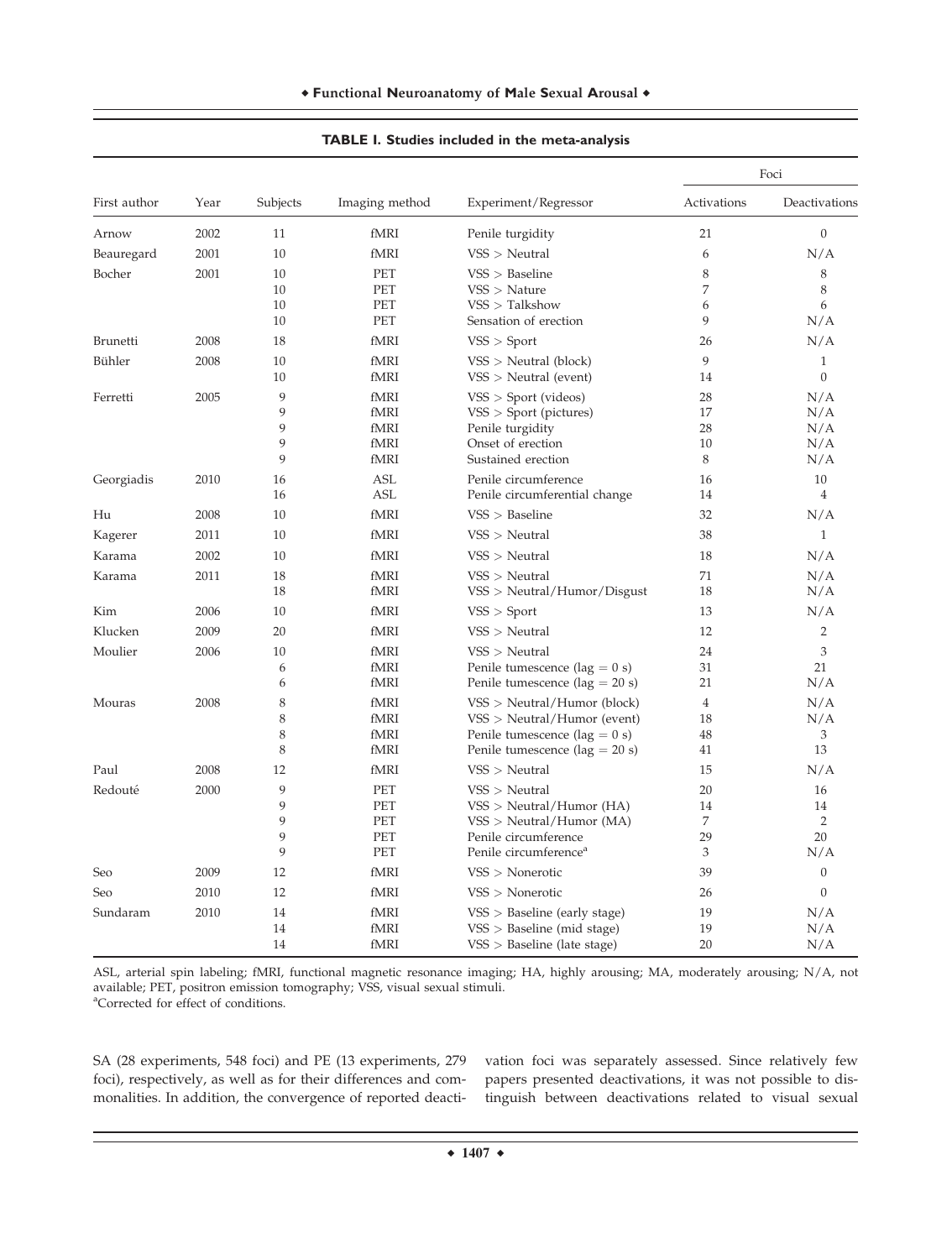**TABLE I. Studies included in the meta-analysis**

| First author | Year | Subjects | Imaging method | Experiment/Regressor | Foci | |
|---|---|---|---|---|---|---|
| | | | | | Activations | Deactivations |
| Arnow | 2002 | 11 | fMRI | Penile turgidity | 21 | 0 |
| Beauregard | 2001 | 10 | fMRI | VSS > Neutral | 6 | N/A |
| Bocher | 2001 | 10 | PET | VSS > Baseline | 8 | 8 |
| | | 10 | PET | VSS > Nature | 7 | 8 |
| | | 10 | PET | VSS > Talkshow | 6 | 6 |
| | | 10 | PET | Sensation of erection | 9 | N/A |
| Brunetti | 2008 | 18 | fMRI | VSS > Sport | 26 | N/A |
| Bühler | 2008 | 10 | fMRI | VSS > Neutral (block) | 9 | 1 |
| | | 10 | fMRI | VSS > Neutral (event) | 14 | 0 |
| Ferretti | 2005 | 9 | fMRI | VSS > Sport (videos) | 28 | N/A |
| | | 9 | fMRI | VSS > Sport (pictures) | 17 | N/A |
| | | 9 | fMRI | Penile turgidity | 28 | N/A |
| | | 9 | fMRI | Onset of erection | 10 | N/A |
| | | 9 | fMRI | Sustained erection | 8 | N/A |
| Georgiadis | 2010 | 16 | ASL | Penile circumference | 16 | 10 |
| | | 16 | ASL | Penile circumferential change | 14 | 4 |
| Hu | 2008 | 10 | fMRI | VSS > Baseline | 32 | N/A |
| Kagerer | 2011 | 10 | fMRI | VSS > Neutral | 38 | 1 |
| Karama | 2002 | 10 | fMRI | VSS > Neutral | 18 | N/A |
| Karama | 2011 | 18 | fMRI | VSS > Neutral | 71 | N/A |
| | | 18 | fMRI | VSS > Neutral/Humor/Disgust | 18 | N/A |
| Kim | 2006 | 10 | fMRI | VSS > Sport | 13 | N/A |
| Klucken | 2009 | 20 | fMRI | VSS > Neutral | 12 | 2 |
| Moulier | 2006 | 10 | fMRI | VSS > Neutral | 24 | 3 |
| | | 6 | fMRI | Penile tumescence (lag = 0 s) | 31 | 21 |
| | | 6 | fMRI | Penile tumescence (lag = 20 s) | 21 | N/A |
| Mouras | 2008 | 8 | fMRI | VSS > Neutral/Humor (block) | 4 | N/A |
| | | 8 | fMRI | VSS > Neutral/Humor (event) | 18 | N/A |
| | | 8 | fMRI | Penile tumescence (lag = 0 s) | 48 | 3 |
| | | 8 | fMRI | Penile tumescence (lag = 20 s) | 41 | 13 |
| Paul | 2008 | 12 | fMRI | VSS > Neutral | 15 | N/A |
| Redouté | 2000 | 9 | PET | VSS > Neutral | 20 | 16 |
| | | 9 | PET | VSS > Neutral/Humor (HA) | 14 | 14 |
| | | 9 | PET | VSS > Neutral/Humor (MA) | 7 | 2 |
| | | 9 | PET | Penile circumference | 29 | 20 |
| | | 9 | PET | Penile circumference[a] | 3 | N/A |
| Seo | 2009 | 12 | fMRI | VSS > Nonerotic | 39 | 0 |
| Seo | 2010 | 12 | fMRI | VSS > Nonerotic | 26 | 0 |
| Sundaram | 2010 | 14 | fMRI | VSS > Baseline (early stage) | 19 | N/A |
| | | 14 | fMRI | VSS > Baseline (mid stage) | 19 | N/A |
| | | 14 | fMRI | VSS > Baseline (late stage) | 20 | N/A |

ASL, arterial spin labeling; fMRI, functional magnetic resonance imaging; HA, highly arousing; MA, moderately arousing; N/A, not available; PET, positron emission tomography; VSS, visual sexual stimuli.
[a]Corrected for effect of conditions.

SA (28 experiments, 548 foci) and PE (13 experiments, 279 foci), respectively, as well as for their differences and commonalities. In addition, the convergence of reported deactivation foci was separately assessed. Since relatively few papers presented deactivations, it was not possible to distinguish between deactivations related to visual sexual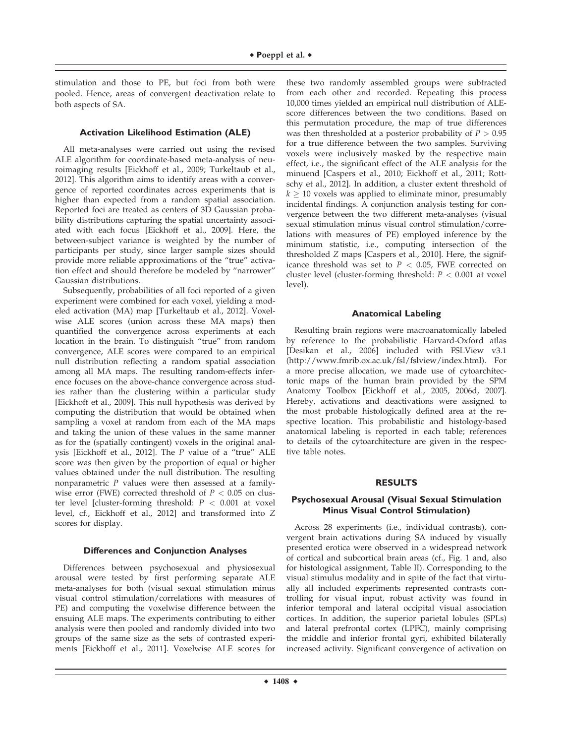stimulation and those to PE, but foci from both were pooled. Hence, areas of convergent deactivation relate to both aspects of SA.

### Activation Likelihood Estimation (ALE)

All meta-analyses were carried out using the revised ALE algorithm for coordinate-based meta-analysis of neuroimaging results [Eickhoff et al., 2009; Turkeltaub et al., 2012]. This algorithm aims to identify areas with a convergence of reported coordinates across experiments that is higher than expected from a random spatial association. Reported foci are treated as centers of 3D Gaussian probability distributions capturing the spatial uncertainty associated with each focus [Eickhoff et al., 2009]. Here, the between-subject variance is weighted by the number of participants per study, since larger sample sizes should provide more reliable approximations of the "true" activation effect and should therefore be modeled by "narrower" Gaussian distributions.

Subsequently, probabilities of all foci reported of a given experiment were combined for each voxel, yielding a modeled activation (MA) map [Turkeltaub et al., 2012]. Voxelwise ALE scores (union across these MA maps) then quantified the convergence across experiments at each location in the brain. To distinguish "true" from random convergence, ALE scores were compared to an empirical null distribution reflecting a random spatial association among all MA maps. The resulting random-effects inference focuses on the above-chance convergence across studies rather than the clustering within a particular study [Eickhoff et al., 2009]. This null hypothesis was derived by computing the distribution that would be obtained when sampling a voxel at random from each of the MA maps and taking the union of these values in the same manner as for the (spatially contingent) voxels in the original analysis [Eickhoff et al., 2012]. The $P$ value of a "true" ALE score was then given by the proportion of equal or higher values obtained under the null distribution. The resulting nonparametric $P$ values were then assessed at a family-wise error (FWE) corrected threshold of $P < 0.05$ on cluster level [cluster-forming threshold: $P < 0.001$ at voxel level, cf., Eickhoff et al., 2012] and transformed into $Z$ scores for display.

### Differences and Conjunction Analyses

Differences between psychosexual and physiosexual arousal were tested by first performing separate ALE meta-analyses for both (visual sexual stimulation minus visual control stimulation/correlations with measures of PE) and computing the voxelwise difference between the ensuing ALE maps. The experiments contributing to either analysis were then pooled and randomly divided into two groups of the same size as the sets of contrasted experiments [Eickhoff et al., 2011]. Voxelwise ALE scores for these two randomly assembled groups were subtracted from each other and recorded. Repeating this process 10,000 times yielded an empirical null distribution of ALE-score differences between the two conditions. Based on this permutation procedure, the map of true differences was then thresholded at a posterior probability of $P > 0.95$ for a true difference between the two samples. Surviving voxels were inclusively masked by the respective main effect, i.e., the significant effect of the ALE analysis for the minuend [Caspers et al., 2010; Eickhoff et al., 2011; Rottschy et al., 2012]. In addition, a cluster extent threshold of $k \geq 10$ voxels was applied to eliminate minor, presumably incidental findings. A conjunction analysis testing for convergence between the two different meta-analyses (visual sexual stimulation minus visual control stimulation/correlations with measures of PE) employed inference by the minimum statistic, i.e., computing intersection of the thresholded $Z$ maps [Caspers et al., 2010]. Here, the significance threshold was set to $P < 0.05$, FWE corrected on cluster level (cluster-forming threshold: $P < 0.001$ at voxel level).

### Anatomical Labeling

Resulting brain regions were macroanatomically labeled by reference to the probabilistic Harvard-Oxford atlas [Desikan et al., 2006] included with FSLView v3.1 (http://www.fmrib.ox.ac.uk/fsl/fslview/index.html). For a more precise allocation, we made use of cytoarchitectonic maps of the human brain provided by the SPM Anatomy Toolbox [Eickhoff et al., 2005, 2006d, 2007]. Hereby, activations and deactivations were assigned to the most probable histologically defined area at the respective location. This probabilistic and histology-based anatomical labeling is reported in each table; references to details of the cytoarchitecture are given in the respective table notes.

## RESULTS

### Psychosexual Arousal (Visual Sexual Stimulation Minus Visual Control Stimulation)

Across 28 experiments (i.e., individual contrasts), convergent brain activations during SA induced by visually presented erotica were observed in a widespread network of cortical and subcortical brain areas (cf., Fig. 1 and, also for histological assignment, Table II). Corresponding to the visual stimulus modality and in spite of the fact that virtually all included experiments represented contrasts controlling for visual input, robust activity was found in inferior temporal and lateral occipital visual association cortices. In addition, the superior parietal lobules (SPLs) and lateral prefrontal cortex (LPFC), mainly comprising the middle and inferior frontal gyri, exhibited bilaterally increased activity. Significant convergence of activation on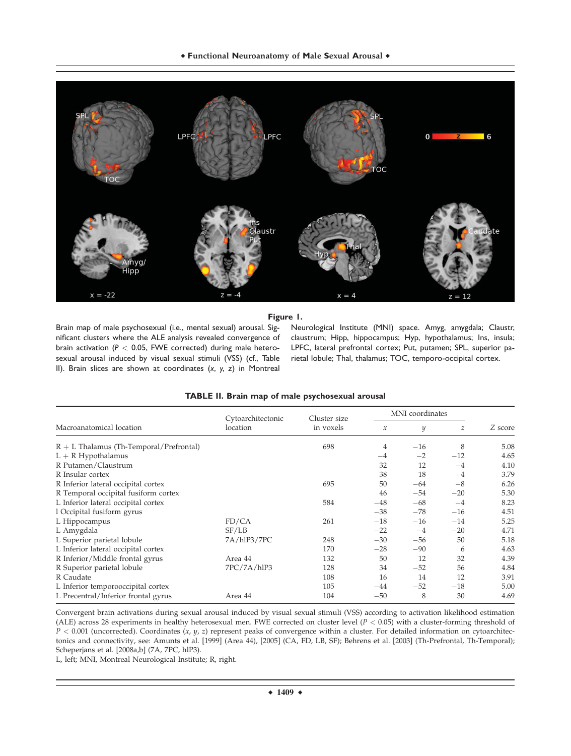**Figure 1.**

Brain map of male psychosexual (i.e., mental sexual) arousal. Significant clusters where the ALE analysis revealed convergence of brain activation ($P < 0.05$, FWE corrected) during male heterosexual arousal induced by visual sexual stimuli (VSS) (cf., Table II). Brain slices are shown at coordinates (*x*, *y*, *z*) in Montreal Neurological Institute (MNI) space. Amyg, amygdala; Claustr, claustrum; Hipp, hippocampus; Hyp, hypothalamus; Ins, insula; LPFC, lateral prefrontal cortex; Put, putamen; SPL, superior parietal lobule; Thal, thalamus; TOC, temporo-occipital cortex.

**TABLE II. Brain map of male psychosexual arousal**

| Macroanatomical location | Cytoarchitectonic location | Cluster size in voxels | MNI coordinates | | | Z score |
|---|---|---|---|---|---|---|
| | | | *x* | *y* | *z* | |
| R + L Thalamus (Th-Temporal/Prefrontal) | | 698 | 4 | −16 | 8 | 5.08 |
| L + R Hypothalamus | | | −4 | −2 | −12 | 4.65 |
| R Putamen/Claustrum | | | 32 | 12 | −4 | 4.10 |
| R Insular cortex | | | 38 | 18 | −4 | 3.79 |
| R Inferior lateral occipital cortex | | 695 | 50 | −64 | −8 | 6.26 |
| R Temporal occipital fusiform cortex | | | 46 | −54 | −20 | 5.30 |
| L Inferior lateral occipital cortex | | 584 | −48 | −68 | −4 | 8.23 |
| l Occipital fusiform gyrus | | | −38 | −78 | −16 | 4.51 |
| L Hippocampus | FD/CA | 261 | −18 | −16 | −14 | 5.25 |
| L Amygdala | SF/LB | | −22 | −4 | −20 | 4.71 |
| L Superior parietal lobule | 7A/hIP3/7PC | 248 | −30 | −56 | 50 | 5.18 |
| L Inferior lateral occipital cortex | | 170 | −28 | −90 | 6 | 4.63 |
| R Inferior/Middle frontal gyrus | Area 44 | 132 | 50 | 12 | 32 | 4.39 |
| R Superior parietal lobule | 7PC/7A/hIP3 | 128 | 34 | −52 | 56 | 4.84 |
| R Caudate | | 108 | 16 | 14 | 12 | 3.91 |
| L Inferior temporooccipital cortex | | 105 | −44 | −52 | −18 | 5.00 |
| L Precentral/Inferior frontal gyrus | Area 44 | 104 | −50 | 8 | 30 | 4.69 |

Convergent brain activations during sexual arousal induced by visual sexual stimuli (VSS) according to activation likelihood estimation (ALE) across 28 experiments in healthy heterosexual men. FWE corrected on cluster level ($P < 0.05$) with a cluster-forming threshold of $P < 0.001$ (uncorrected). Coordinates (*x*, *y*, *z*) represent peaks of convergence within a cluster. For detailed information on cytoarchitectonics and connectivity, see: Amunts et al. [1999] (Area 44), [2005] (CA, FD, LB, SF); Behrens et al. [2003] (Th-Prefrontal, Th-Temporal); Scheperjans et al. [2008a,b] (7A, 7PC, hIP3).

L, left; MNI, Montreal Neurological Institute; R, right.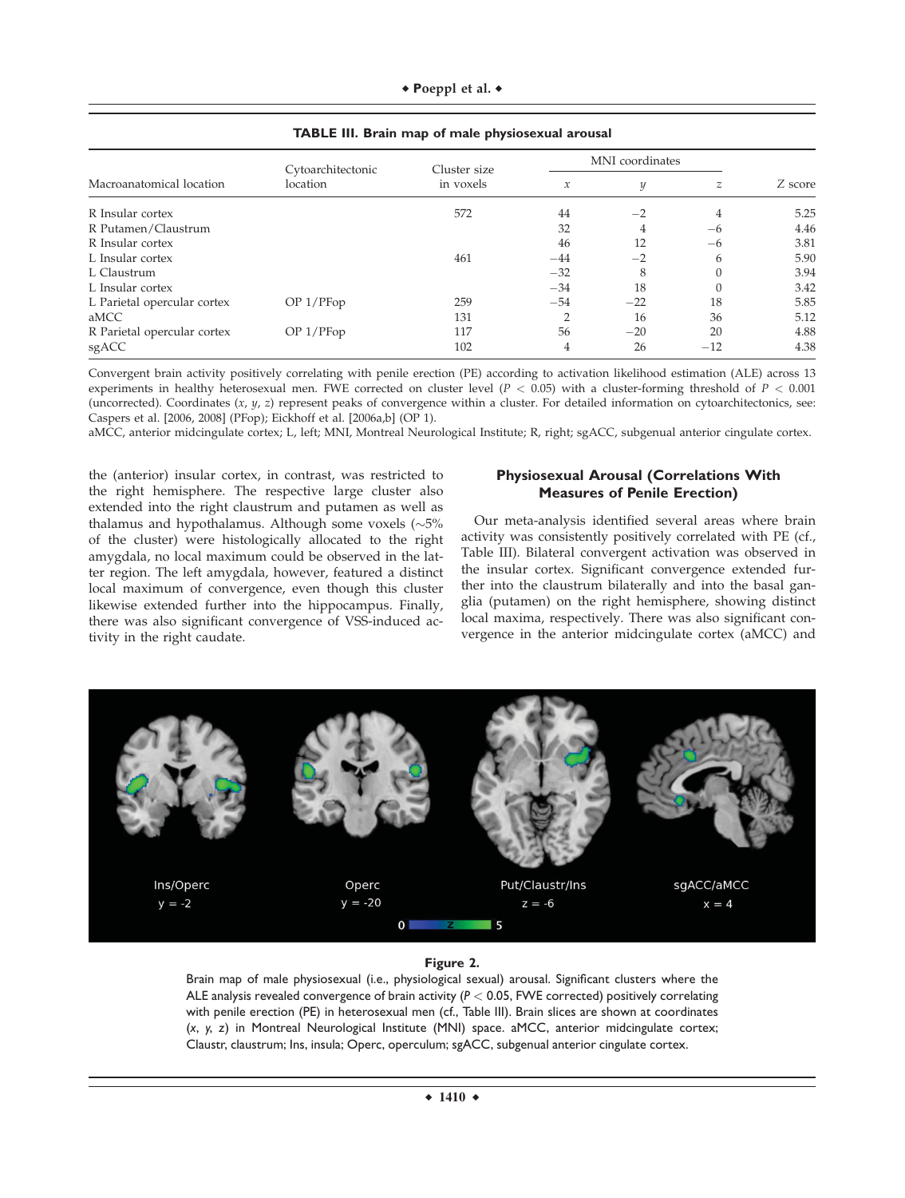**TABLE III. Brain map of male physiosexual arousal**

| Macroanatomical location | Cytoarchitectonic location | Cluster size in voxels | MNI coordinates | | | Z score |
|---|---|---|---|---|---|---|
| | | | x | y | z | |
| R Insular cortex | | 572 | 44 | −2 | 4 | 5.25 |
| R Putamen/Claustrum | | | 32 | 4 | −6 | 4.46 |
| R Insular cortex | | | 46 | 12 | −6 | 3.81 |
| L Insular cortex | | 461 | −44 | −2 | 6 | 5.90 |
| L Claustrum | | | −32 | 8 | 0 | 3.94 |
| L Insular cortex | | | −34 | 18 | 0 | 3.42 |
| L Parietal opercular cortex | OP 1/PFop | 259 | −54 | −22 | 18 | 5.85 |
| aMCC | | 131 | 2 | 16 | 36 | 5.12 |
| R Parietal opercular cortex | OP 1/PFop | 117 | 56 | −20 | 20 | 4.88 |
| sgACC | | 102 | 4 | 26 | −12 | 4.38 |

Convergent brain activity positively correlating with penile erection (PE) according to activation likelihood estimation (ALE) across 13 experiments in healthy heterosexual men. FWE corrected on cluster level ($P < 0.05$) with a cluster-forming threshold of $P < 0.001$ (uncorrected). Coordinates ($x$, $y$, $z$) represent peaks of convergence within a cluster. For detailed information on cytoarchitectonics, see: Caspers et al. [2006, 2008] (PFop); Eickhoff et al. [2006a,b] (OP 1).

aMCC, anterior midcingulate cortex; L, left; MNI, Montreal Neurological Institute; R, right; sgACC, subgenual anterior cingulate cortex.

the (anterior) insular cortex, in contrast, was restricted to the right hemisphere. The respective large cluster also extended into the right claustrum and putamen as well as thalamus and hypothalamus. Although some voxels (~5% of the cluster) were histologically allocated to the right amygdala, no local maximum could be observed in the latter region. The left amygdala, however, featured a distinct local maximum of convergence, even though this cluster likewise extended further into the hippocampus. Finally, there was also significant convergence of VSS-induced activity in the right caudate.

### Physiosexual Arousal (Correlations With Measures of Penile Erection)

Our meta-analysis identified several areas where brain activity was consistently positively correlated with PE (cf., Table III). Bilateral convergent activation was observed in the insular cortex. Significant convergence extended further into the claustrum bilaterally and into the basal ganglia (putamen) on the right hemisphere, showing distinct local maxima, respectively. There was also significant convergence in the anterior midcingulate cortex (aMCC) and

**Figure 2.**

Brain map of male physiosexual (i.e., physiological sexual) arousal. Significant clusters where the ALE analysis revealed convergence of brain activity ($P < 0.05$, FWE corrected) positively correlating with penile erection (PE) in heterosexual men (cf., Table III). Brain slices are shown at coordinates ($x$, $y$, $z$) in Montreal Neurological Institute (MNI) space. aMCC, anterior midcingulate cortex; Claustr, claustrum; Ins, insula; Operc, operculum; sgACC, subgenual anterior cingulate cortex.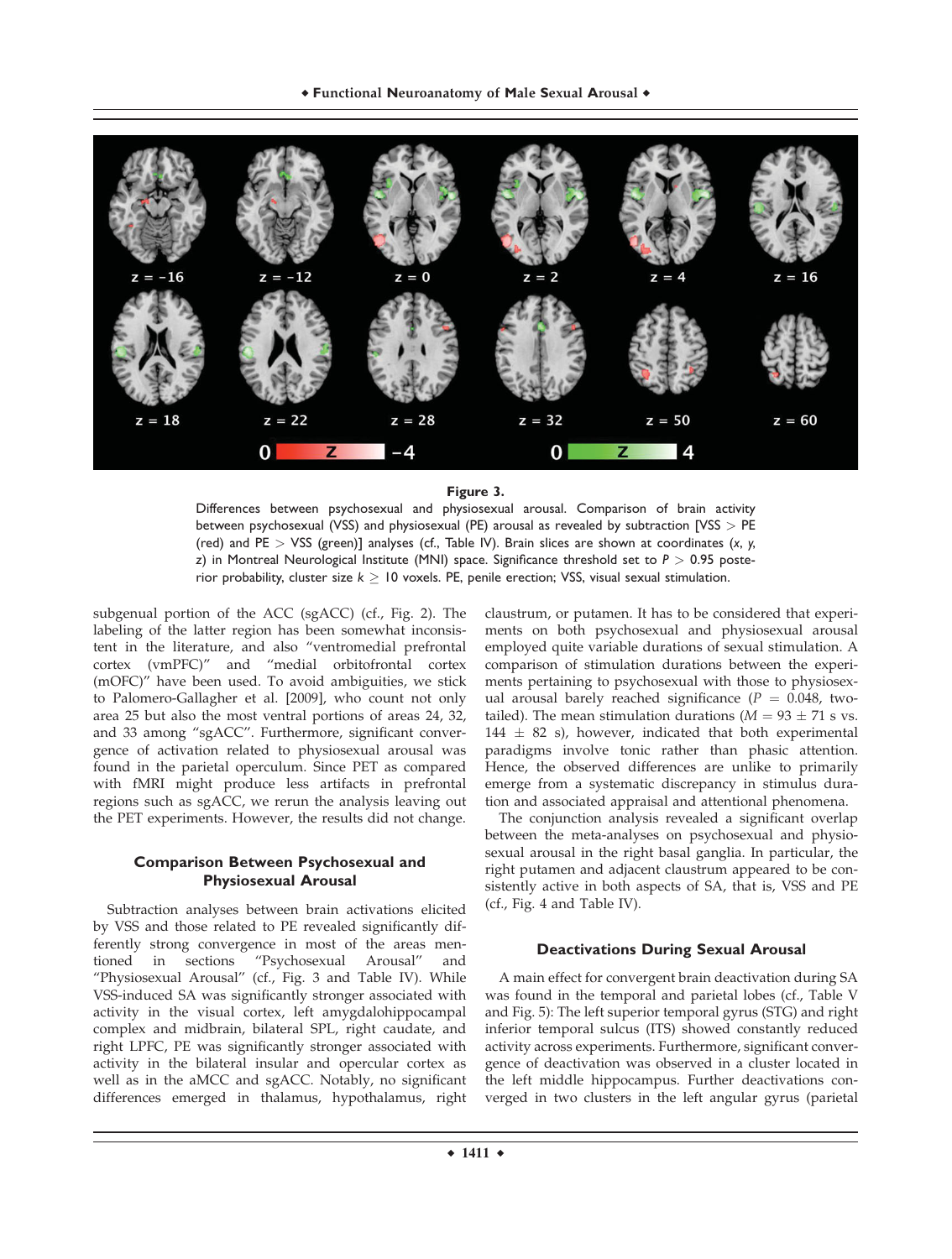z = −16
z = −12
z = 0
z = 2
z = 4
z = 16
z = 18
z = 22
z = 28
z = 32
z = 50
z = 60
0 Z −4
0 Z 4

**Figure 3.**

Differences between psychosexual and physiosexual arousal. Comparison of brain activity between psychosexual (VSS) and physiosexual (PE) arousal as revealed by subtraction [VSS > PE (red) and PE > VSS (green)] analyses (cf., Table IV). Brain slices are shown at coordinates (*x*, *y*, *z*) in Montreal Neurological Institute (MNI) space. Significance threshold set to $P > 0.95$ posterior probability, cluster size $k \geq 10$ voxels. PE, penile erection; VSS, visual sexual stimulation.

subgenual portion of the ACC (sgACC) (cf., Fig. 2). The labeling of the latter region has been somewhat inconsistent in the literature, and also "ventromedial prefrontal cortex (vmPFC)" and "medial orbitofrontal cortex (mOFC)" have been used. To avoid ambiguities, we stick to Palomero-Gallagher et al. [2009], who count not only area 25 but also the most ventral portions of areas 24, 32, and 33 among "sgACC". Furthermore, significant convergence of activation related to physiosexual arousal was found in the parietal operculum. Since PET as compared with fMRI might produce less artifacts in prefrontal regions such as sgACC, we rerun the analysis leaving out the PET experiments. However, the results did not change.

### Comparison Between Psychosexual and Physiosexual Arousal

Subtraction analyses between brain activations elicited by VSS and those related to PE revealed significantly differently strong convergence in most of the areas mentioned in sections "Psychosexual Arousal" and "Physiosexual Arousal" (cf., Fig. 3 and Table IV). While VSS-induced SA was significantly stronger associated with activity in the visual cortex, left amygdalohippocampal complex and midbrain, bilateral SPL, right caudate, and right LPFC, PE was significantly stronger associated with activity in the bilateral insular and opercular cortex as well as in the aMCC and sgACC. Notably, no significant differences emerged in thalamus, hypothalamus, right claustrum, or putamen. It has to be considered that experiments on both psychosexual and physiosexual arousal employed quite variable durations of sexual stimulation. A comparison of stimulation durations between the experiments pertaining to psychosexual with those to physiosexual arousal barely reached significance ($P = 0.048$, two-tailed). The mean stimulation durations ($M = 93 \pm 71$ s vs. $144 \pm 82$ s), however, indicated that both experimental paradigms involve tonic rather than phasic attention. Hence, the observed differences are unlike to primarily emerge from a systematic discrepancy in stimulus duration and associated appraisal and attentional phenomena.

The conjunction analysis revealed a significant overlap between the meta-analyses on psychosexual and physiosexual arousal in the right basal ganglia. In particular, the right putamen and adjacent claustrum appeared to be consistently active in both aspects of SA, that is, VSS and PE (cf., Fig. 4 and Table IV).

### Deactivations During Sexual Arousal

A main effect for convergent brain deactivation during SA was found in the temporal and parietal lobes (cf., Table V and Fig. 5): The left superior temporal gyrus (STG) and right inferior temporal sulcus (ITS) showed constantly reduced activity across experiments. Furthermore, significant convergence of deactivation was observed in a cluster located in the left middle hippocampus. Further deactivations converged in two clusters in the left angular gyrus (parietal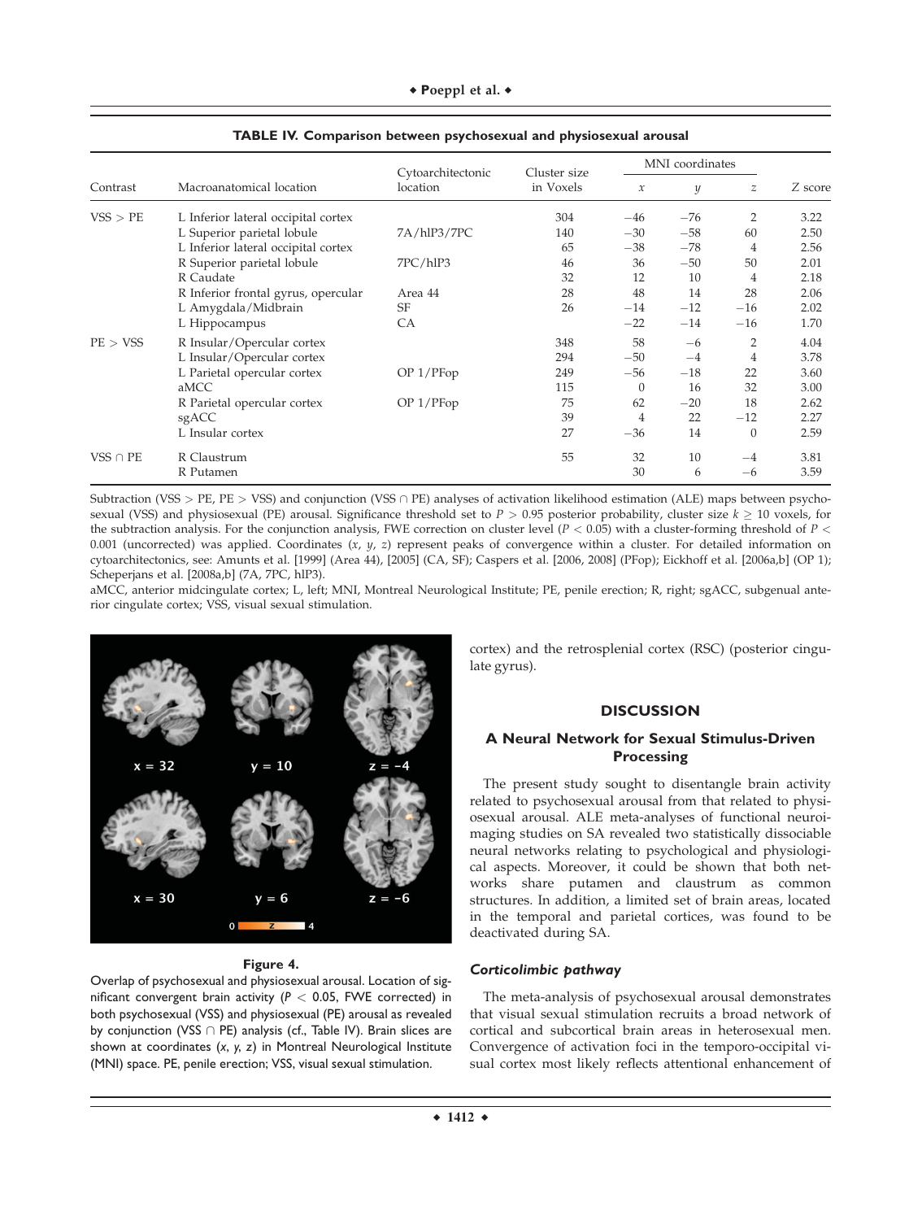**TABLE IV. Comparison between psychosexual and physiosexual arousal**

| Contrast | Macroanatomical location | Cytoarchitectonic location | Cluster size in Voxels | MNI coordinates | | | Z score |
|---|---|---|---|---|---|---|---|
| | | | | x | y | z | |
| VSS > PE | L Inferior lateral occipital cortex | | 304 | −46 | −76 | 2 | 3.22 |
| | L Superior parietal lobule | 7A/hIP3/7PC | 140 | −30 | −58 | 60 | 2.50 |
| | L Inferior lateral occipital cortex | | 65 | −38 | −78 | 4 | 2.56 |
| | R Superior parietal lobule | 7PC/hIP3 | 46 | 36 | −50 | 50 | 2.01 |
| | R Caudate | | 32 | 12 | 10 | 4 | 2.18 |
| | R Inferior frontal gyrus, opercular | Area 44 | 28 | 48 | 14 | 28 | 2.06 |
| | L Amygdala/Midbrain | SF | 26 | −14 | −12 | −16 | 2.02 |
| | L Hippocampus | CA | | −22 | −14 | −16 | 1.70 |
| PE > VSS | R Insular/Opercular cortex | | 348 | 58 | −6 | 2 | 4.04 |
| | L Insular/Opercular cortex | | 294 | −50 | −4 | 4 | 3.78 |
| | L Parietal opercular cortex | OP 1/PFop | 249 | −56 | −18 | 22 | 3.60 |
| | aMCC | | 115 | 0 | 16 | 32 | 3.00 |
| | R Parietal opercular cortex | OP 1/PFop | 75 | 62 | −20 | 18 | 2.62 |
| | sgACC | | 39 | 4 | 22 | −12 | 2.27 |
| | L Insular cortex | | 27 | −36 | 14 | 0 | 2.59 |
| VSS ∩ PE | R Claustrum | | 55 | 32 | 10 | −4 | 3.81 |
| | R Putamen | | | 30 | 6 | −6 | 3.59 |

Subtraction (VSS > PE, PE > VSS) and conjunction (VSS ∩ PE) analyses of activation likelihood estimation (ALE) maps between psychosexual (VSS) and physiosexual (PE) arousal. Significance threshold set to $P > 0.95$ posterior probability, cluster size $k \geq 10$ voxels, for the subtraction analysis. For the conjunction analysis, FWE correction on cluster level ($P < 0.05$) with a cluster-forming threshold of $P < 0.001$ (uncorrected) was applied. Coordinates ($x$, $y$, $z$) represent peaks of convergence within a cluster. For detailed information on cytoarchitectonics, see: Amunts et al. [1999] (Area 44), [2005] (CA, SF); Caspers et al. [2006, 2008] (PFop); Eickhoff et al. [2006a,b] (OP 1); Scheperjans et al. [2008a,b] (7A, 7PC, hIP3).

aMCC, anterior midcingulate cortex; L, left; MNI, Montreal Neurological Institute; PE, penile erection; R, right; sgACC, subgenual anterior cingulate cortex; VSS, visual sexual stimulation.

**Figure 4.**

Overlap of psychosexual and physiosexual arousal. Location of significant convergent brain activity ($P < 0.05$, FWE corrected) in both psychosexual (VSS) and physiosexual (PE) arousal as revealed by conjunction (VSS ∩ PE) analysis (cf., Table IV). Brain slices are shown at coordinates ($x$, $y$, $z$) in Montreal Neurological Institute (MNI) space. PE, penile erection; VSS, visual sexual stimulation.

cortex) and the retrosplenial cortex (RSC) (posterior cingulate gyrus).

## DISCUSSION

### A Neural Network for Sexual Stimulus-Driven Processing

The present study sought to disentangle brain activity related to psychosexual arousal from that related to physiosexual arousal. ALE meta-analyses of functional neuroimaging studies on SA revealed two statistically dissociable neural networks relating to psychological and physiological aspects. Moreover, it could be shown that both networks share putamen and claustrum as common structures. In addition, a limited set of brain areas, located in the temporal and parietal cortices, was found to be deactivated during SA.

#### *Corticolimbic pathway*

The meta-analysis of psychosexual arousal demonstrates that visual sexual stimulation recruits a broad network of cortical and subcortical brain areas in heterosexual men. Convergence of activation foci in the temporo-occipital visual cortex most likely reflects attentional enhancement of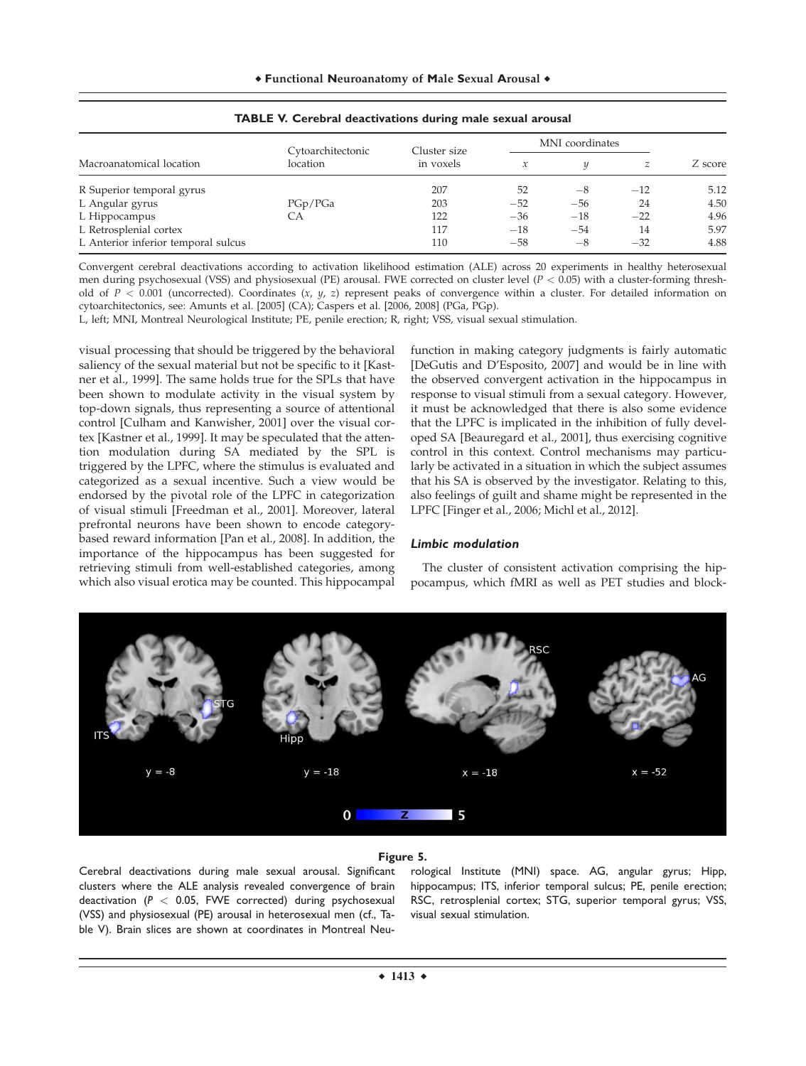**TABLE V. Cerebral deactivations during male sexual arousal**

| Macroanatomical location | Cytoarchitectonic location | Cluster size in voxels | MNI coordinates | | | Z score |
|---|---|---|---|---|---|---|
| | | | $x$ | $y$ | $z$ | |
| R Superior temporal gyrus | | 207 | 52 | −8 | −12 | 5.12 |
| L Angular gyrus | PGp/PGa | 203 | −52 | −56 | 24 | 4.50 |
| L Hippocampus | CA | 122 | −36 | −18 | −22 | 4.96 |
| L Retrosplenial cortex | | 117 | −18 | −54 | 14 | 5.97 |
| L Anterior inferior temporal sulcus | | 110 | −58 | −8 | −32 | 4.88 |

Convergent cerebral deactivations according to activation likelihood estimation (ALE) across 20 experiments in healthy heterosexual men during psychosexual (VSS) and physiosexual (PE) arousal. FWE corrected on cluster level ($P < 0.05$) with a cluster-forming threshold of $P < 0.001$ (uncorrected). Coordinates ($x$, $y$, $z$) represent peaks of convergence within a cluster. For detailed information on cytoarchitectonics, see: Amunts et al. [2005] (CA); Caspers et al. [2006, 2008] (PGa, PGp).

L, left; MNI, Montreal Neurological Institute; PE, penile erection; R, right; VSS, visual sexual stimulation.

visual processing that should be triggered by the behavioral saliency of the sexual material but not be specific to it [Kastner et al., 1999]. The same holds true for the SPLs that have been shown to modulate activity in the visual system by top-down signals, thus representing a source of attentional control [Culham and Kanwisher, 2001] over the visual cortex [Kastner et al., 1999]. It may be speculated that the attention modulation during SA mediated by the SPL is triggered by the LPFC, where the stimulus is evaluated and categorized as a sexual incentive. Such a view would be endorsed by the pivotal role of the LPFC in categorization of visual stimuli [Freedman et al., 2001]. Moreover, lateral prefrontal neurons have been shown to encode category-based reward information [Pan et al., 2008]. In addition, the importance of the hippocampus has been suggested for retrieving stimuli from well-established categories, among which also visual erotica may be counted. This hippocampal function in making category judgments is fairly automatic [DeGutis and D'Esposito, 2007] and would be in line with the observed convergent activation in the hippocampus in response to visual stimuli from a sexual category. However, it must be acknowledged that there is also some evidence that the LPFC is implicated in the inhibition of fully developed SA [Beauregard et al., 2001], thus exercising cognitive control in this context. Control mechanisms may particularly be activated in a situation in which the subject assumes that his SA is observed by the investigator. Relating to this, also feelings of guilt and shame might be represented in the LPFC [Finger et al., 2006; Michl et al., 2012].

### *Limbic modulation*

The cluster of consistent activation comprising the hippocampus, which fMRI as well as PET studies and block-

**Figure 5.**

Cerebral deactivations during male sexual arousal. Significant clusters where the ALE analysis revealed convergence of brain deactivation ($P < 0.05$, FWE corrected) during psychosexual (VSS) and physiosexual (PE) arousal in heterosexual men (cf., Table V). Brain slices are shown at coordinates in Montreal Neurological Institute (MNI) space. AG, angular gyrus; Hipp, hippocampus; ITS, inferior temporal sulcus; PE, penile erection; RSC, retrosplenial cortex; STG, superior temporal gyrus; VSS, visual sexual stimulation.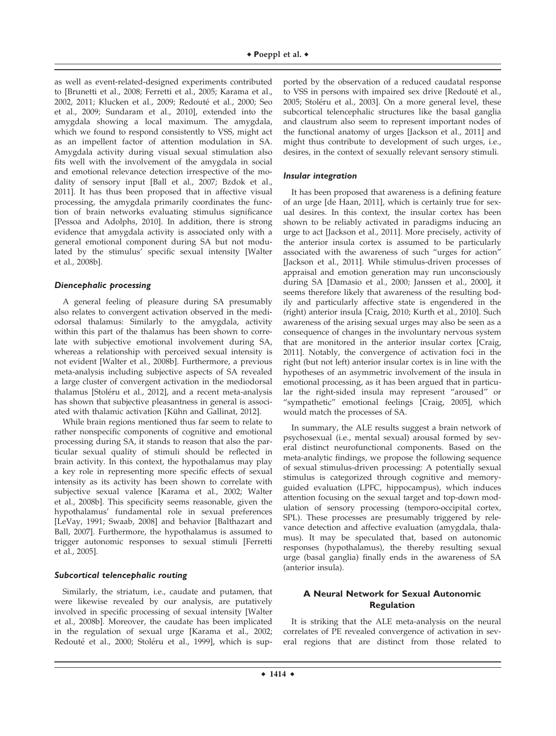as well as event-related-designed experiments contributed to [Brunetti et al., 2008; Ferretti et al., 2005; Karama et al., 2002, 2011; Klucken et al., 2009; Redouté et al., 2000; Seo et al., 2009; Sundaram et al., 2010], extended into the amygdala showing a local maximum. The amygdala, which we found to respond consistently to VSS, might act as an impellent factor of attention modulation in SA. Amygdala activity during visual sexual stimulation also fits well with the involvement of the amygdala in social and emotional relevance detection irrespective of the modality of sensory input [Ball et al., 2007; Bzdok et al., 2011]. It has thus been proposed that in affective visual processing, the amygdala primarily coordinates the function of brain networks evaluating stimulus significance [Pessoa and Adolphs, 2010]. In addition, there is strong evidence that amygdala activity is associated only with a general emotional component during SA but not modulated by the stimulus' specific sexual intensity [Walter et al., 2008b].

#### *Diencephalic processing*

A general feeling of pleasure during SA presumably also relates to convergent activation observed in the mediodorsal thalamus: Similarly to the amygdala, activity within this part of the thalamus has been shown to correlate with subjective emotional involvement during SA, whereas a relationship with perceived sexual intensity is not evident [Walter et al., 2008b]. Furthermore, a previous meta-analysis including subjective aspects of SA revealed a large cluster of convergent activation in the mediodorsal thalamus [Stoléru et al., 2012], and a recent meta-analysis has shown that subjective pleasantness in general is associated with thalamic activation [Kühn and Gallinat, 2012].

While brain regions mentioned thus far seem to relate to rather nonspecific components of cognitive and emotional processing during SA, it stands to reason that also the particular sexual quality of stimuli should be reflected in brain activity. In this context, the hypothalamus may play a key role in representing more specific effects of sexual intensity as its activity has been shown to correlate with subjective sexual valence [Karama et al., 2002; Walter et al., 2008b]. This specificity seems reasonable, given the hypothalamus' fundamental role in sexual preferences [LeVay, 1991; Swaab, 2008] and behavior [Balthazart and Ball, 2007]. Furthermore, the hypothalamus is assumed to trigger autonomic responses to sexual stimuli [Ferretti et al., 2005].

#### *Subcortical telencephalic routing*

Similarly, the striatum, i.e., caudate and putamen, that were likewise revealed by our analysis, are putatively involved in specific processing of sexual intensity [Walter et al., 2008b]. Moreover, the caudate has been implicated in the regulation of sexual urge [Karama et al., 2002; Redouté et al., 2000; Stoléru et al., 1999], which is supported by the observation of a reduced caudatal response to VSS in persons with impaired sex drive [Redouté et al., 2005; Stoléru et al., 2003]. On a more general level, these subcortical telencephalic structures like the basal ganglia and claustrum also seem to represent important nodes of the functional anatomy of urges [Jackson et al., 2011] and might thus contribute to development of such urges, i.e., desires, in the context of sexually relevant sensory stimuli.

#### *Insular integration*

It has been proposed that awareness is a defining feature of an urge [de Haan, 2011], which is certainly true for sexual desires. In this context, the insular cortex has been shown to be reliably activated in paradigms inducing an urge to act [Jackson et al., 2011]. More precisely, activity of the anterior insula cortex is assumed to be particularly associated with the awareness of such "urges for action" [Jackson et al., 2011]. While stimulus-driven processes of appraisal and emotion generation may run unconsciously during SA [Damasio et al., 2000; Janssen et al., 2000], it seems therefore likely that awareness of the resulting bodily and particularly affective state is engendered in the (right) anterior insula [Craig, 2010; Kurth et al., 2010]. Such awareness of the arising sexual urges may also be seen as a consequence of changes in the involuntary nervous system that are monitored in the anterior insular cortex [Craig, 2011]. Notably, the convergence of activation foci in the right (but not left) anterior insular cortex is in line with the hypotheses of an asymmetric involvement of the insula in emotional processing, as it has been argued that in particular the right-sided insula may represent "aroused" or "sympathetic" emotional feelings [Craig, 2005], which would match the processes of SA.

In summary, the ALE results suggest a brain network of psychosexual (i.e., mental sexual) arousal formed by several distinct neurofunctional components. Based on the meta-analytic findings, we propose the following sequence of sexual stimulus-driven processing: A potentially sexual stimulus is categorized through cognitive and memory-guided evaluation (LPFC, hippocampus), which induces attention focusing on the sexual target and top-down modulation of sensory processing (temporo-occipital cortex, SPL). These processes are presumably triggered by relevance detection and affective evaluation (amygdala, thalamus). It may be speculated that, based on autonomic responses (hypothalamus), the thereby resulting sexual urge (basal ganglia) finally ends in the awareness of SA (anterior insula).

### A Neural Network for Sexual Autonomic Regulation

It is striking that the ALE meta-analysis on the neural correlates of PE revealed convergence of activation in several regions that are distinct from those related to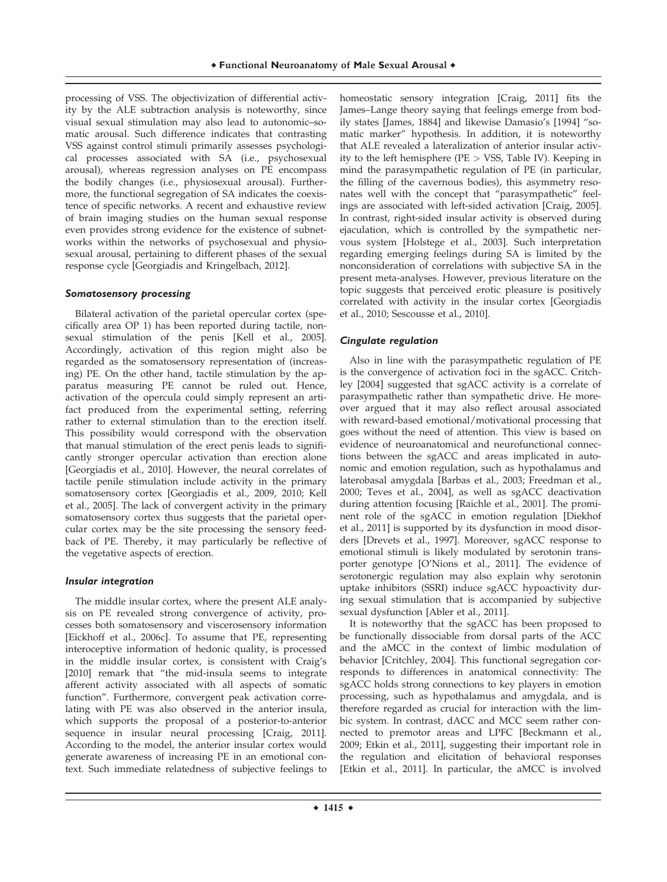processing of VSS. The objectivization of differential activity by the ALE subtraction analysis is noteworthy, since visual sexual stimulation may also lead to autonomic–somatic arousal. Such difference indicates that contrasting VSS against control stimuli primarily assesses psychological processes associated with SA (i.e., psychosexual arousal), whereas regression analyses on PE encompass the bodily changes (i.e., physiosexual arousal). Furthermore, the functional segregation of SA indicates the coexistence of specific networks. A recent and exhaustive review of brain imaging studies on the human sexual response even provides strong evidence for the existence of subnetworks within the networks of psychosexual and physiosexual arousal, pertaining to different phases of the sexual response cycle [Georgiadis and Kringelbach, 2012].

### *Somatosensory processing*

Bilateral activation of the parietal opercular cortex (specifically area OP 1) has been reported during tactile, nonsexual stimulation of the penis [Kell et al., 2005]. Accordingly, activation of this region might also be regarded as the somatosensory representation of (increasing) PE. On the other hand, tactile stimulation by the apparatus measuring PE cannot be ruled out. Hence, activation of the opercula could simply represent an artifact produced from the experimental setting, referring rather to external stimulation than to the erection itself. This possibility would correspond with the observation that manual stimulation of the erect penis leads to significantly stronger opercular activation than erection alone [Georgiadis et al., 2010]. However, the neural correlates of tactile penile stimulation include activity in the primary somatosensory cortex [Georgiadis et al., 2009, 2010; Kell et al., 2005]. The lack of convergent activity in the primary somatosensory cortex thus suggests that the parietal opercular cortex may be the site processing the sensory feedback of PE. Thereby, it may particularly be reflective of the vegetative aspects of erection.

### *Insular integration*

The middle insular cortex, where the present ALE analysis on PE revealed strong convergence of activity, processes both somatosensory and viscerosensory information [Eickhoff et al., 2006c]. To assume that PE, representing interoceptive information of hedonic quality, is processed in the middle insular cortex, is consistent with Craig's [2010] remark that "the mid-insula seems to integrate afferent activity associated with all aspects of somatic function". Furthermore, convergent peak activation correlating with PE was also observed in the anterior insula, which supports the proposal of a posterior-to-anterior sequence in insular neural processing [Craig, 2011]. According to the model, the anterior insular cortex would generate awareness of increasing PE in an emotional context. Such immediate relatedness of subjective feelings to homeostatic sensory integration [Craig, 2011] fits the James–Lange theory saying that feelings emerge from bodily states [James, 1884] and likewise Damasio's [1994] "somatic marker" hypothesis. In addition, it is noteworthy that ALE revealed a lateralization of anterior insular activity to the left hemisphere (PE > VSS, Table IV). Keeping in mind the parasympathetic regulation of PE (in particular, the filling of the cavernous bodies), this asymmetry resonates well with the concept that "parasympathetic" feelings are associated with left-sided activation [Craig, 2005]. In contrast, right-sided insular activity is observed during ejaculation, which is controlled by the sympathetic nervous system [Holstege et al., 2003]. Such interpretation regarding emerging feelings during SA is limited by the nonconsideration of correlations with subjective SA in the present meta-analyses. However, previous literature on the topic suggests that perceived erotic pleasure is positively correlated with activity in the insular cortex [Georgiadis et al., 2010; Sescousse et al., 2010].

### *Cingulate regulation*

Also in line with the parasympathetic regulation of PE is the convergence of activation foci in the sgACC. Critchley [2004] suggested that sgACC activity is a correlate of parasympathetic rather than sympathetic drive. He moreover argued that it may also reflect arousal associated with reward-based emotional/motivational processing that goes without the need of attention. This view is based on evidence of neuroanatomical and neurofunctional connections between the sgACC and areas implicated in autonomic and emotion regulation, such as hypothalamus and laterobasal amygdala [Barbas et al., 2003; Freedman et al., 2000; Teves et al., 2004], as well as sgACC deactivation during attention focusing [Raichle et al., 2001]. The prominent role of the sgACC in emotion regulation [Diekhof et al., 2011] is supported by its dysfunction in mood disorders [Drevets et al., 1997]. Moreover, sgACC response to emotional stimuli is likely modulated by serotonin transporter genotype [O'Nions et al., 2011]. The evidence of serotonergic regulation may also explain why serotonin uptake inhibitors (SSRI) induce sgACC hypoactivity during sexual stimulation that is accompanied by subjective sexual dysfunction [Abler et al., 2011].

It is noteworthy that the sgACC has been proposed to be functionally dissociable from dorsal parts of the ACC and the aMCC in the context of limbic modulation of behavior [Critchley, 2004]. This functional segregation corresponds to differences in anatomical connectivity: The sgACC holds strong connections to key players in emotion processing, such as hypothalamus and amygdala, and is therefore regarded as crucial for interaction with the limbic system. In contrast, dACC and MCC seem rather connected to premotor areas and LPFC [Beckmann et al., 2009; Etkin et al., 2011], suggesting their important role in the regulation and elicitation of behavioral responses [Etkin et al., 2011]. In particular, the aMCC is involved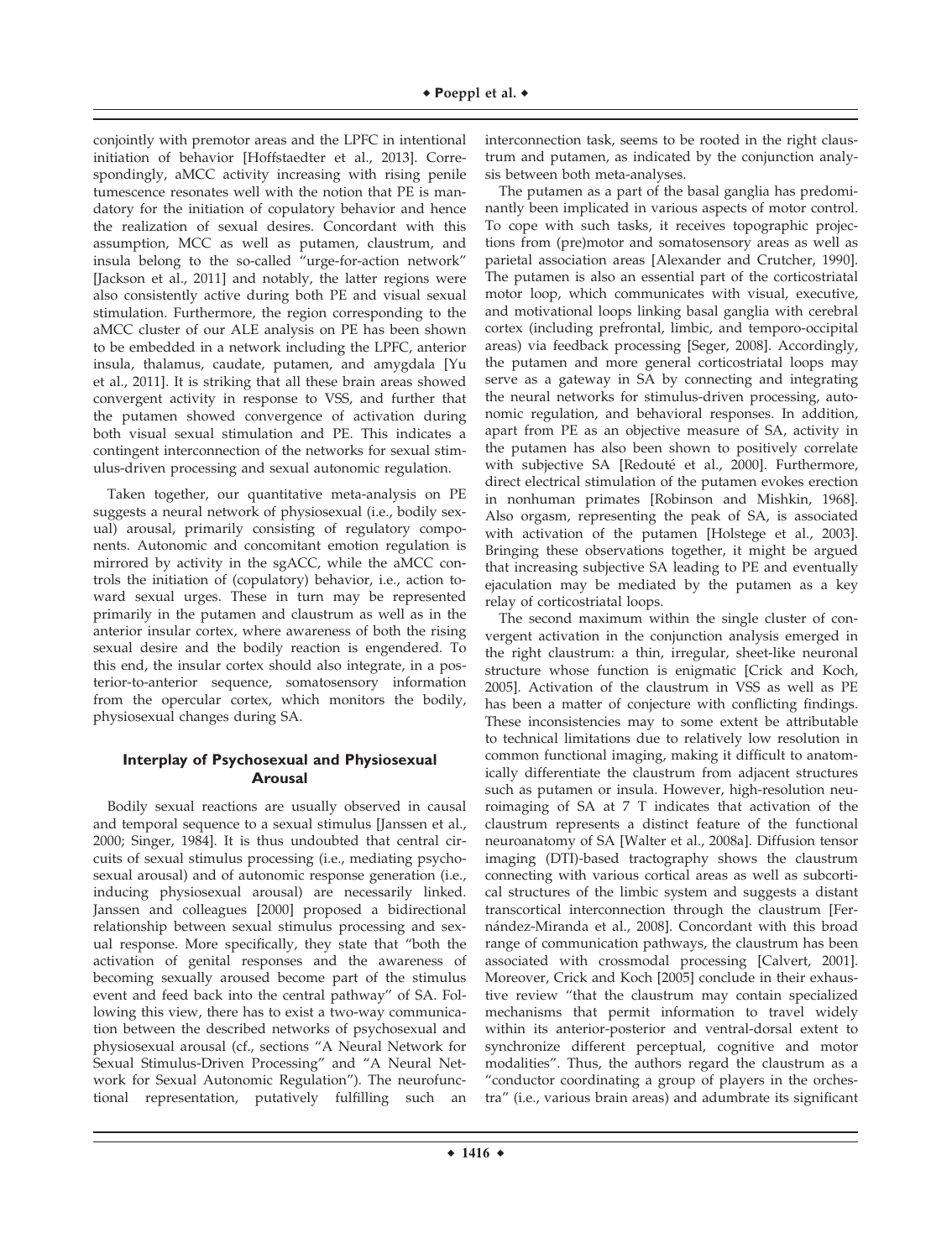conjointly with premotor areas and the LPFC in intentional initiation of behavior [Hoffstaedter et al., 2013]. Correspondingly, aMCC activity increasing with rising penile tumescence resonates well with the notion that PE is mandatory for the initiation of copulatory behavior and hence the realization of sexual desires. Concordant with this assumption, MCC as well as putamen, claustrum, and insula belong to the so-called "urge-for-action network" [Jackson et al., 2011] and notably, the latter regions were also consistently active during both PE and visual sexual stimulation. Furthermore, the region corresponding to the aMCC cluster of our ALE analysis on PE has been shown to be embedded in a network including the LPFC, anterior insula, thalamus, caudate, putamen, and amygdala [Yu et al., 2011]. It is striking that all these brain areas showed convergent activity in response to VSS, and further that the putamen showed convergence of activation during both visual sexual stimulation and PE. This indicates a contingent interconnection of the networks for sexual stimulus-driven processing and sexual autonomic regulation.

Taken together, our quantitative meta-analysis on PE suggests a neural network of physiosexual (i.e., bodily sexual) arousal, primarily consisting of regulatory components. Autonomic and concomitant emotion regulation is mirrored by activity in the sgACC, while the aMCC controls the initiation of (copulatory) behavior, i.e., action toward sexual urges. These in turn may be represented primarily in the putamen and claustrum as well as in the anterior insular cortex, where awareness of both the rising sexual desire and the bodily reaction is engendered. To this end, the insular cortex should also integrate, in a posterior-to-anterior sequence, somatosensory information from the opercular cortex, which monitors the bodily, physiosexual changes during SA.

#### Interplay of Psychosexual and Physiosexual Arousal

Bodily sexual reactions are usually observed in causal and temporal sequence to a sexual stimulus [Janssen et al., 2000; Singer, 1984]. It is thus undoubted that central circuits of sexual stimulus processing (i.e., mediating psychosexual arousal) and of autonomic response generation (i.e., inducing physiosexual arousal) are necessarily linked. Janssen and colleagues [2000] proposed a bidirectional relationship between sexual stimulus processing and sexual response. More specifically, they state that "both the activation of genital responses and the awareness of becoming sexually aroused become part of the stimulus event and feed back into the central pathway" of SA. Following this view, there has to exist a two-way communication between the described networks of psychosexual and physiosexual arousal (cf., sections "A Neural Network for Sexual Stimulus-Driven Processing" and "A Neural Network for Sexual Autonomic Regulation"). The neurofunctional representation, putatively fulfilling such an interconnection task, seems to be rooted in the right claustrum and putamen, as indicated by the conjunction analysis between both meta-analyses.

The putamen as a part of the basal ganglia has predominantly been implicated in various aspects of motor control. To cope with such tasks, it receives topographic projections from (pre)motor and somatosensory areas as well as parietal association areas [Alexander and Crutcher, 1990]. The putamen is also an essential part of the corticostriatal motor loop, which communicates with visual, executive, and motivational loops linking basal ganglia with cerebral cortex (including prefrontal, limbic, and temporo-occipital areas) via feedback processing [Seger, 2008]. Accordingly, the putamen and more general corticostriatal loops may serve as a gateway in SA by connecting and integrating the neural networks for stimulus-driven processing, autonomic regulation, and behavioral responses. In addition, apart from PE as an objective measure of SA, activity in the putamen has also been shown to positively correlate with subjective SA [Redouté et al., 2000]. Furthermore, direct electrical stimulation of the putamen evokes erection in nonhuman primates [Robinson and Mishkin, 1968]. Also orgasm, representing the peak of SA, is associated with activation of the putamen [Holstege et al., 2003]. Bringing these observations together, it might be argued that increasing subjective SA leading to PE and eventually ejaculation may be mediated by the putamen as a key relay of corticostriatal loops.

The second maximum within the single cluster of convergent activation in the conjunction analysis emerged in the right claustrum: a thin, irregular, sheet-like neuronal structure whose function is enigmatic [Crick and Koch, 2005]. Activation of the claustrum in VSS as well as PE has been a matter of conjecture with conflicting findings. These inconsistencies may to some extent be attributable to technical limitations due to relatively low resolution in common functional imaging, making it difficult to anatomically differentiate the claustrum from adjacent structures such as putamen or insula. However, high-resolution neuroimaging of SA at 7 T indicates that activation of the claustrum represents a distinct feature of the functional neuroanatomy of SA [Walter et al., 2008a]. Diffusion tensor imaging (DTI)-based tractography shows the claustrum connecting with various cortical areas as well as subcortical structures of the limbic system and suggests a distant transcortical interconnection through the claustrum [Fernández-Miranda et al., 2008]. Concordant with this broad range of communication pathways, the claustrum has been associated with crossmodal processing [Calvert, 2001]. Moreover, Crick and Koch [2005] conclude in their exhaustive review "that the claustrum may contain specialized mechanisms that permit information to travel widely within its anterior-posterior and ventral-dorsal extent to synchronize different perceptual, cognitive and motor modalities". Thus, the authors regard the claustrum as a "conductor coordinating a group of players in the orchestra" (i.e., various brain areas) and adumbrate its significant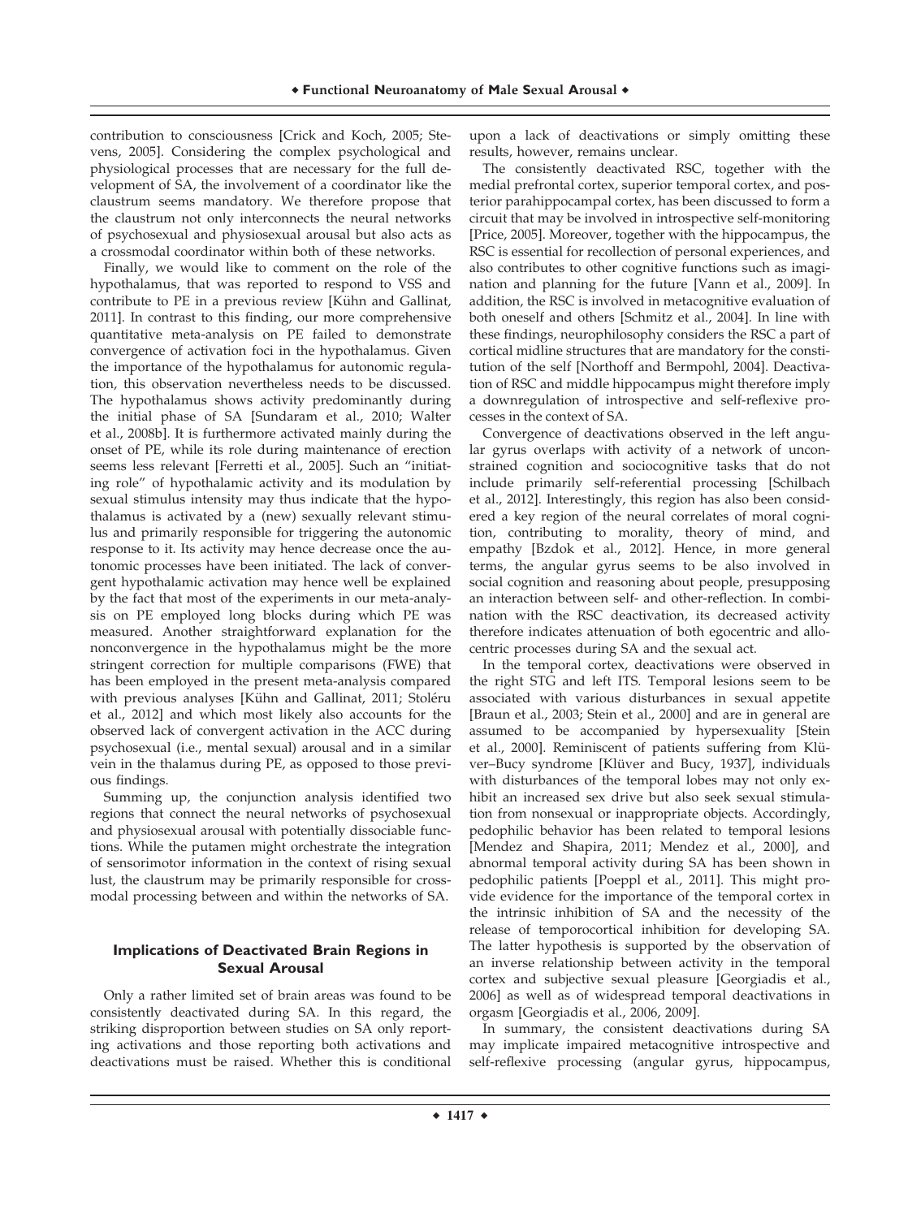contribution to consciousness [Crick and Koch, 2005; Stevens, 2005]. Considering the complex psychological and physiological processes that are necessary for the full development of SA, the involvement of a coordinator like the claustrum seems mandatory. We therefore propose that the claustrum not only interconnects the neural networks of psychosexual and physiosexual arousal but also acts as a crossmodal coordinator within both of these networks.

Finally, we would like to comment on the role of the hypothalamus, that was reported to respond to VSS and contribute to PE in a previous review [Kühn and Gallinat, 2011]. In contrast to this finding, our more comprehensive quantitative meta-analysis on PE failed to demonstrate convergence of activation foci in the hypothalamus. Given the importance of the hypothalamus for autonomic regulation, this observation nevertheless needs to be discussed. The hypothalamus shows activity predominantly during the initial phase of SA [Sundaram et al., 2010; Walter et al., 2008b]. It is furthermore activated mainly during the onset of PE, while its role during maintenance of erection seems less relevant [Ferretti et al., 2005]. Such an "initiating role" of hypothalamic activity and its modulation by sexual stimulus intensity may thus indicate that the hypothalamus is activated by a (new) sexually relevant stimulus and primarily responsible for triggering the autonomic response to it. Its activity may hence decrease once the autonomic processes have been initiated. The lack of convergent hypothalamic activation may hence well be explained by the fact that most of the experiments in our meta-analysis on PE employed long blocks during which PE was measured. Another straightforward explanation for the nonconvergence in the hypothalamus might be the more stringent correction for multiple comparisons (FWE) that has been employed in the present meta-analysis compared with previous analyses [Kühn and Gallinat, 2011; Stoléru et al., 2012] and which most likely also accounts for the observed lack of convergent activation in the ACC during psychosexual (i.e., mental sexual) arousal and in a similar vein in the thalamus during PE, as opposed to those previous findings.

Summing up, the conjunction analysis identified two regions that connect the neural networks of psychosexual and physiosexual arousal with potentially dissociable functions. While the putamen might orchestrate the integration of sensorimotor information in the context of rising sexual lust, the claustrum may be primarily responsible for crossmodal processing between and within the networks of SA.

### Implications of Deactivated Brain Regions in Sexual Arousal

Only a rather limited set of brain areas was found to be consistently deactivated during SA. In this regard, the striking disproportion between studies on SA only reporting activations and those reporting both activations and deactivations must be raised. Whether this is conditional upon a lack of deactivations or simply omitting these results, however, remains unclear.

The consistently deactivated RSC, together with the medial prefrontal cortex, superior temporal cortex, and posterior parahippocampal cortex, has been discussed to form a circuit that may be involved in introspective self-monitoring [Price, 2005]. Moreover, together with the hippocampus, the RSC is essential for recollection of personal experiences, and also contributes to other cognitive functions such as imagination and planning for the future [Vann et al., 2009]. In addition, the RSC is involved in metacognitive evaluation of both oneself and others [Schmitz et al., 2004]. In line with these findings, neurophilosophy considers the RSC a part of cortical midline structures that are mandatory for the constitution of the self [Northoff and Bermpohl, 2004]. Deactivation of RSC and middle hippocampus might therefore imply a downregulation of introspective and self-reflexive processes in the context of SA.

Convergence of deactivations observed in the left angular gyrus overlaps with activity of a network of unconstrained cognition and sociocognitive tasks that do not include primarily self-referential processing [Schilbach et al., 2012]. Interestingly, this region has also been considered a key region of the neural correlates of moral cognition, contributing to morality, theory of mind, and empathy [Bzdok et al., 2012]. Hence, in more general terms, the angular gyrus seems to be also involved in social cognition and reasoning about people, presupposing an interaction between self- and other-reflection. In combination with the RSC deactivation, its decreased activity therefore indicates attenuation of both egocentric and allocentric processes during SA and the sexual act.

In the temporal cortex, deactivations were observed in the right STG and left ITS. Temporal lesions seem to be associated with various disturbances in sexual appetite [Braun et al., 2003; Stein et al., 2000] and are in general are assumed to be accompanied by hypersexuality [Stein et al., 2000]. Reminiscent of patients suffering from Klüver–Bucy syndrome [Klüver and Bucy, 1937], individuals with disturbances of the temporal lobes may not only exhibit an increased sex drive but also seek sexual stimulation from nonsexual or inappropriate objects. Accordingly, pedophilic behavior has been related to temporal lesions [Mendez and Shapira, 2011; Mendez et al., 2000], and abnormal temporal activity during SA has been shown in pedophilic patients [Poeppl et al., 2011]. This might provide evidence for the importance of the temporal cortex in the intrinsic inhibition of SA and the necessity of the release of temporocortical inhibition for developing SA. The latter hypothesis is supported by the observation of an inverse relationship between activity in the temporal cortex and subjective sexual pleasure [Georgiadis et al., 2006] as well as of widespread temporal deactivations in orgasm [Georgiadis et al., 2006, 2009].

In summary, the consistent deactivations during SA may implicate impaired metacognitive introspective and self-reflexive processing (angular gyrus, hippocampus,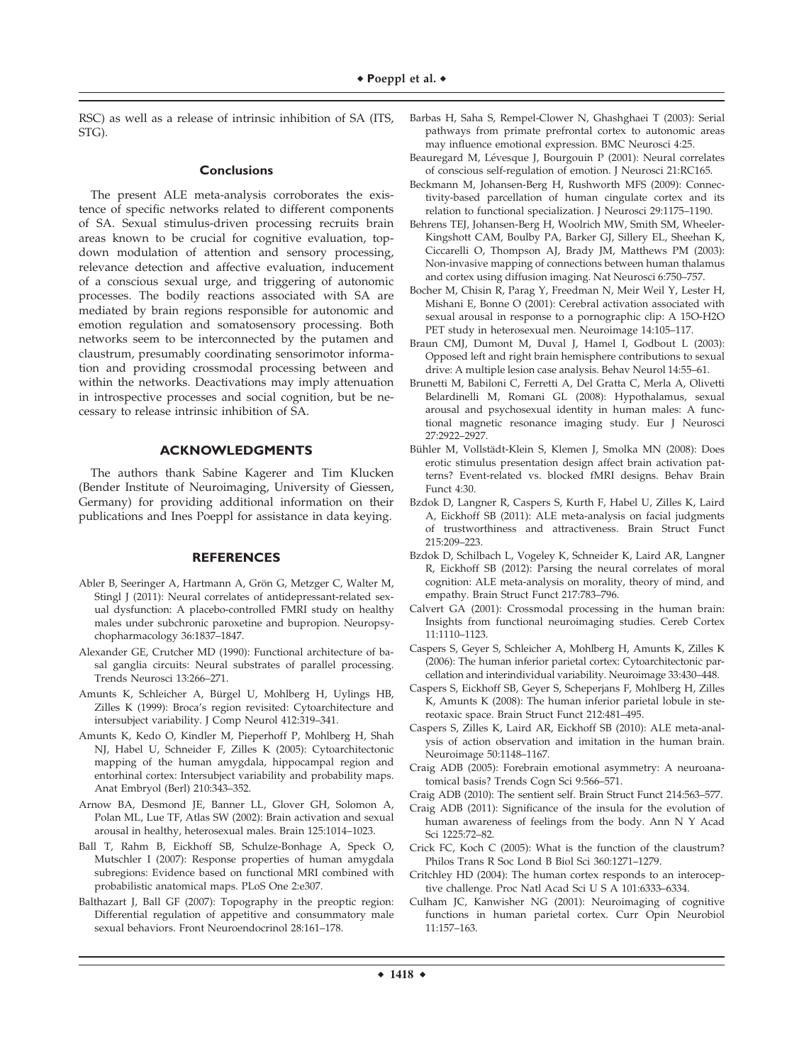RSC) as well as a release of intrinsic inhibition of SA (ITS, STG).

## Conclusions

The present ALE meta-analysis corroborates the existence of specific networks related to different components of SA. Sexual stimulus-driven processing recruits brain areas known to be crucial for cognitive evaluation, top-down modulation of attention and sensory processing, relevance detection and affective evaluation, inducement of a conscious sexual urge, and triggering of autonomic processes. The bodily reactions associated with SA are mediated by brain regions responsible for autonomic and emotion regulation and somatosensory processing. Both networks seem to be interconnected by the putamen and claustrum, presumably coordinating sensorimotor information and providing crossmodal processing between and within the networks. Deactivations may imply attenuation in introspective processes and social cognition, but be necessary to release intrinsic inhibition of SA.

## ACKNOWLEDGMENTS

The authors thank Sabine Kagerer and Tim Klucken (Bender Institute of Neuroimaging, University of Giessen, Germany) for providing additional information on their publications and Ines Poeppl for assistance in data keying.

## REFERENCES

Abler B, Seeringer A, Hartmann A, Grön G, Metzger C, Walter M, Stingl J (2011): Neural correlates of antidepressant-related sexual dysfunction: A placebo-controlled FMRI study on healthy males under subchronic paroxetine and bupropion. Neuropsychopharmacology 36:1837–1847.

Alexander GE, Crutcher MD (1990): Functional architecture of basal ganglia circuits: Neural substrates of parallel processing. Trends Neurosci 13:266–271.

Amunts K, Schleicher A, Bürgel U, Mohlberg H, Uylings HB, Zilles K (1999): Broca's region revisited: Cytoarchitecture and intersubject variability. J Comp Neurol 412:319–341.

Amunts K, Kedo O, Kindler M, Pieperhoff P, Mohlberg H, Shah NJ, Habel U, Schneider F, Zilles K (2005): Cytoarchitectonic mapping of the human amygdala, hippocampal region and entorhinal cortex: Intersubject variability and probability maps. Anat Embryol (Berl) 210:343–352.

Arnow BA, Desmond JE, Banner LL, Glover GH, Solomon A, Polan ML, Lue TF, Atlas SW (2002): Brain activation and sexual arousal in healthy, heterosexual males. Brain 125:1014–1023.

Ball T, Rahm B, Eickhoff SB, Schulze-Bonhage A, Speck O, Mutschler I (2007): Response properties of human amygdala subregions: Evidence based on functional MRI combined with probabilistic anatomical maps. PLoS One 2:e307.

Balthazart J, Ball GF (2007): Topography in the preoptic region: Differential regulation of appetitive and consummatory male sexual behaviors. Front Neuroendocrinol 28:161–178.

Barbas H, Saha S, Rempel-Clower N, Ghashghaei T (2003): Serial pathways from primate prefrontal cortex to autonomic areas may influence emotional expression. BMC Neurosci 4:25.

Beauregard M, Lévesque J, Bourgouin P (2001): Neural correlates of conscious self-regulation of emotion. J Neurosci 21:RC165.

Beckmann M, Johansen-Berg H, Rushworth MFS (2009): Connectivity-based parcellation of human cingulate cortex and its relation to functional specialization. J Neurosci 29:1175–1190.

Behrens TEJ, Johansen-Berg H, Woolrich MW, Smith SM, Wheeler-Kingshott CAM, Boulby PA, Barker GJ, Sillery EL, Sheehan K, Ciccarelli O, Thompson AJ, Brady JM, Matthews PM (2003): Non-invasive mapping of connections between human thalamus and cortex using diffusion imaging. Nat Neurosci 6:750–757.

Bocher M, Chisin R, Parag Y, Freedman N, Meir Weil Y, Lester H, Mishani E, Bonne O (2001): Cerebral activation associated with sexual arousal in response to a pornographic clip: A 15O-H2O PET study in heterosexual men. Neuroimage 14:105–117.

Braun CMJ, Dumont M, Duval J, Hamel I, Godbout L (2003): Opposed left and right brain hemisphere contributions to sexual drive: A multiple lesion case analysis. Behav Neurol 14:55–61.

Brunetti M, Babiloni C, Ferretti A, Del Gratta C, Merla A, Olivetti Belardinelli M, Romani GL (2008): Hypothalamus, sexual arousal and psychosexual identity in human males: A functional magnetic resonance imaging study. Eur J Neurosci 27:2922–2927.

Bühler M, Vollstädt-Klein S, Klemen J, Smolka MN (2008): Does erotic stimulus presentation design affect brain activation patterns? Event-related vs. blocked fMRI designs. Behav Brain Funct 4:30.

Bzdok D, Langner R, Caspers S, Kurth F, Habel U, Zilles K, Laird A, Eickhoff SB (2011): ALE meta-analysis on facial judgments of trustworthiness and attractiveness. Brain Struct Funct 215:209–223.

Bzdok D, Schilbach L, Vogeley K, Schneider K, Laird AR, Langner R, Eickhoff SB (2012): Parsing the neural correlates of moral cognition: ALE meta-analysis on morality, theory of mind, and empathy. Brain Struct Funct 217:783–796.

Calvert GA (2001): Crossmodal processing in the human brain: Insights from functional neuroimaging studies. Cereb Cortex 11:1110–1123.

Caspers S, Geyer S, Schleicher A, Mohlberg H, Amunts K, Zilles K (2006): The human inferior parietal cortex: Cytoarchitectonic parcellation and interindividual variability. Neuroimage 33:430–448.

Caspers S, Eickhoff SB, Geyer S, Scheperjans F, Mohlberg H, Zilles K, Amunts K (2008): The human inferior parietal lobule in stereotaxic space. Brain Struct Funct 212:481–495.

Caspers S, Zilles K, Laird AR, Eickhoff SB (2010): ALE meta-analysis of action observation and imitation in the human brain. Neuroimage 50:1148–1167.

Craig ADB (2005): Forebrain emotional asymmetry: A neuroanatomical basis? Trends Cogn Sci 9:566–571.

Craig ADB (2010): The sentient self. Brain Struct Funct 214:563–577.

Craig ADB (2011): Significance of the insula for the evolution of human awareness of feelings from the body. Ann N Y Acad Sci 1225:72–82.

Crick FC, Koch C (2005): What is the function of the claustrum? Philos Trans R Soc Lond B Biol Sci 360:1271–1279.

Critchley HD (2004): The human cortex responds to an interoceptive challenge. Proc Natl Acad Sci U S A 101:6333–6334.

Culham JC, Kanwisher NG (2001): Neuroimaging of cognitive functions in human parietal cortex. Curr Opin Neurobiol 11:157–163.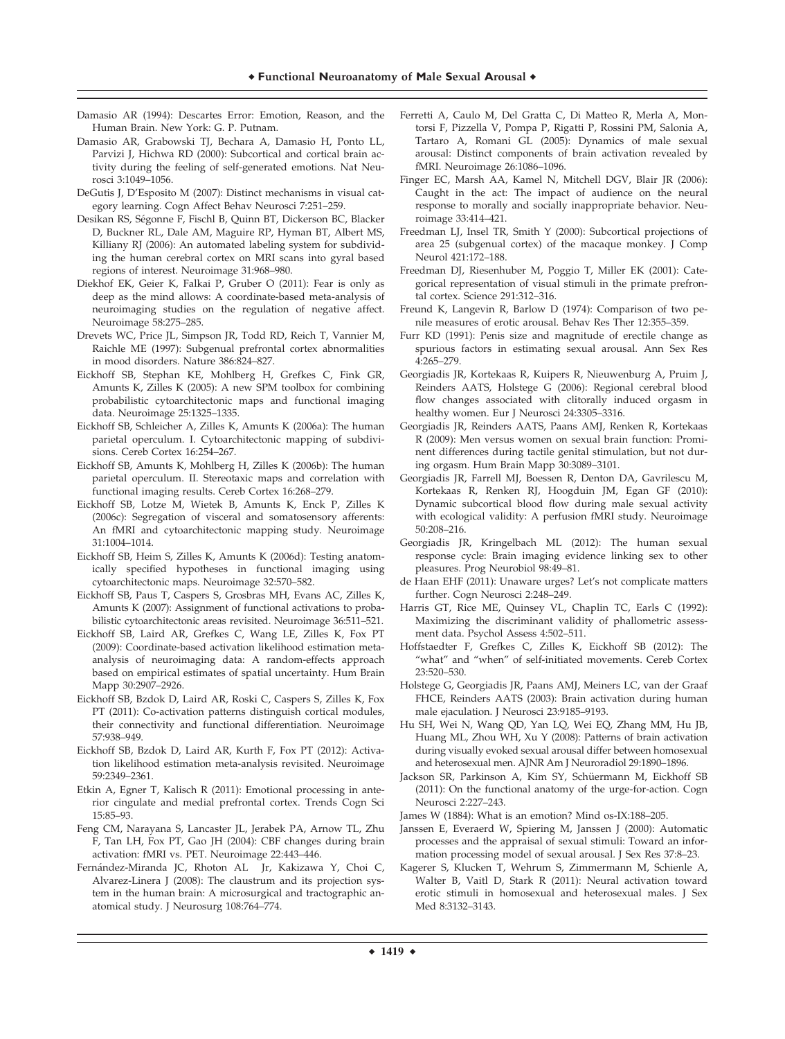Damasio AR (1994): Descartes Error: Emotion, Reason, and the Human Brain. New York: G. P. Putnam.

Damasio AR, Grabowski TJ, Bechara A, Damasio H, Ponto LL, Parvizi J, Hichwa RD (2000): Subcortical and cortical brain activity during the feeling of self-generated emotions. Nat Neurosci 3:1049–1056.

DeGutis J, D'Esposito M (2007): Distinct mechanisms in visual category learning. Cogn Affect Behav Neurosci 7:251–259.

Desikan RS, Ségonne F, Fischl B, Quinn BT, Dickerson BC, Blacker D, Buckner RL, Dale AM, Maguire RP, Hyman BT, Albert MS, Killiany RJ (2006): An automated labeling system for subdividing the human cerebral cortex on MRI scans into gyral based regions of interest. Neuroimage 31:968–980.

Diekhof EK, Geier K, Falkai P, Gruber O (2011): Fear is only as deep as the mind allows: A coordinate-based meta-analysis of neuroimaging studies on the regulation of negative affect. Neuroimage 58:275–285.

Drevets WC, Price JL, Simpson JR, Todd RD, Reich T, Vannier M, Raichle ME (1997): Subgenual prefrontal cortex abnormalities in mood disorders. Nature 386:824–827.

Eickhoff SB, Stephan KE, Mohlberg H, Grefkes C, Fink GR, Amunts K, Zilles K (2005): A new SPM toolbox for combining probabilistic cytoarchitectonic maps and functional imaging data. Neuroimage 25:1325–1335.

Eickhoff SB, Schleicher A, Zilles K, Amunts K (2006a): The human parietal operculum. I. Cytoarchitectonic mapping of subdivisions. Cereb Cortex 16:254–267.

Eickhoff SB, Amunts K, Mohlberg H, Zilles K (2006b): The human parietal operculum. II. Stereotaxic maps and correlation with functional imaging results. Cereb Cortex 16:268–279.

Eickhoff SB, Lotze M, Wietek B, Amunts K, Enck P, Zilles K (2006c): Segregation of visceral and somatosensory afferents: An fMRI and cytoarchitectonic mapping study. Neuroimage 31:1004–1014.

Eickhoff SB, Heim S, Zilles K, Amunts K (2006d): Testing anatomically specified hypotheses in functional imaging using cytoarchitectonic maps. Neuroimage 32:570–582.

Eickhoff SB, Paus T, Caspers S, Grosbras MH, Evans AC, Zilles K, Amunts K (2007): Assignment of functional activations to probabilistic cytoarchitectonic areas revisited. Neuroimage 36:511–521.

Eickhoff SB, Laird AR, Grefkes C, Wang LE, Zilles K, Fox PT (2009): Coordinate-based activation likelihood estimation meta-analysis of neuroimaging data: A random-effects approach based on empirical estimates of spatial uncertainty. Hum Brain Mapp 30:2907–2926.

Eickhoff SB, Bzdok D, Laird AR, Roski C, Caspers S, Zilles K, Fox PT (2011): Co-activation patterns distinguish cortical modules, their connectivity and functional differentiation. Neuroimage 57:938–949.

Eickhoff SB, Bzdok D, Laird AR, Kurth F, Fox PT (2012): Activation likelihood estimation meta-analysis revisited. Neuroimage 59:2349–2361.

Etkin A, Egner T, Kalisch R (2011): Emotional processing in anterior cingulate and medial prefrontal cortex. Trends Cogn Sci 15:85–93.

Feng CM, Narayana S, Lancaster JL, Jerabek PA, Arnow TL, Zhu F, Tan LH, Fox PT, Gao JH (2004): CBF changes during brain activation: fMRI vs. PET. Neuroimage 22:443–446.

Fernández-Miranda JC, Rhoton AL Jr, Kakizawa Y, Choi C, Alvarez-Linera J (2008): The claustrum and its projection system in the human brain: A microsurgical and tractographic anatomical study. J Neurosurg 108:764–774.

Ferretti A, Caulo M, Del Gratta C, Di Matteo R, Merla A, Montorsi F, Pizzella V, Pompa P, Rigatti P, Rossini PM, Salonia A, Tartaro A, Romani GL (2005): Dynamics of male sexual arousal: Distinct components of brain activation revealed by fMRI. Neuroimage 26:1086–1096.

Finger EC, Marsh AA, Kamel N, Mitchell DGV, Blair JR (2006): Caught in the act: The impact of audience on the neural response to morally and socially inappropriate behavior. Neuroimage 33:414–421.

Freedman LJ, Insel TR, Smith Y (2000): Subcortical projections of area 25 (subgenual cortex) of the macaque monkey. J Comp Neurol 421:172–188.

Freedman DJ, Riesenhuber M, Poggio T, Miller EK (2001): Categorical representation of visual stimuli in the primate prefrontal cortex. Science 291:312–316.

Freund K, Langevin R, Barlow D (1974): Comparison of two penile measures of erotic arousal. Behav Res Ther 12:355–359.

Furr KD (1991): Penis size and magnitude of erectile change as spurious factors in estimating sexual arousal. Ann Sex Res 4:265–279.

Georgiadis JR, Kortekaas R, Kuipers R, Nieuwenburg A, Pruim J, Reinders AATS, Holstege G (2006): Regional cerebral blood flow changes associated with clitorally induced orgasm in healthy women. Eur J Neurosci 24:3305–3316.

Georgiadis JR, Reinders AATS, Paans AMJ, Renken R, Kortekaas R (2009): Men versus women on sexual brain function: Prominent differences during tactile genital stimulation, but not during orgasm. Hum Brain Mapp 30:3089–3101.

Georgiadis JR, Farrell MJ, Boessen R, Denton DA, Gavrilescu M, Kortekaas R, Renken RJ, Hoogduin JM, Egan GF (2010): Dynamic subcortical blood flow during male sexual activity with ecological validity: A perfusion fMRI study. Neuroimage 50:208–216.

Georgiadis JR, Kringelbach ML (2012): The human sexual response cycle: Brain imaging evidence linking sex to other pleasures. Prog Neurobiol 98:49–81.

de Haan EHF (2011): Unaware urges? Let's not complicate matters further. Cogn Neurosci 2:248–249.

Harris GT, Rice ME, Quinsey VL, Chaplin TC, Earls C (1992): Maximizing the discriminant validity of phallometric assessment data. Psychol Assess 4:502–511.

Hoffstaedter F, Grefkes C, Zilles K, Eickhoff SB (2012): The "what" and "when" of self-initiated movements. Cereb Cortex 23:520–530.

Holstege G, Georgiadis JR, Paans AMJ, Meiners LC, van der Graaf FHCE, Reinders AATS (2003): Brain activation during human male ejaculation. J Neurosci 23:9185–9193.

Hu SH, Wei N, Wang QD, Yan LQ, Wei EQ, Zhang MM, Hu JB, Huang ML, Zhou WH, Xu Y (2008): Patterns of brain activation during visually evoked sexual arousal differ between homosexual and heterosexual men. AJNR Am J Neuroradiol 29:1890–1896.

Jackson SR, Parkinson A, Kim SY, Schüermann M, Eickhoff SB (2011): On the functional anatomy of the urge-for-action. Cogn Neurosci 2:227–243.

James W (1884): What is an emotion? Mind os-IX:188–205.

Janssen E, Everaerd W, Spiering M, Janssen J (2000): Automatic processes and the appraisal of sexual stimuli: Toward an information processing model of sexual arousal. J Sex Res 37:8–23.

Kagerer S, Klucken T, Wehrum S, Zimmermann M, Schienle A, Walter B, Vaitl D, Stark R (2011): Neural activation toward erotic stimuli in homosexual and heterosexual males. J Sex Med 8:3132–3143.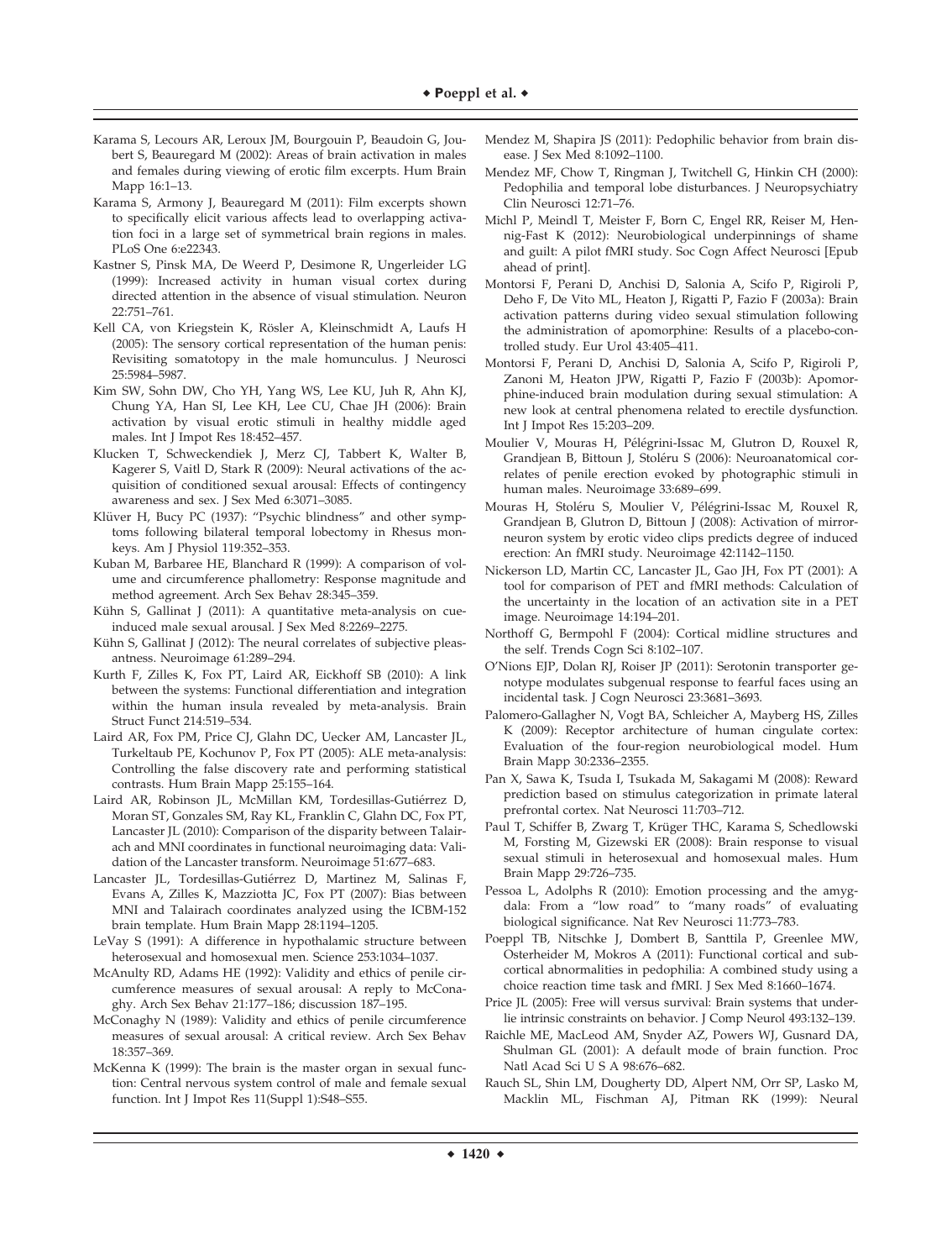Karama S, Lecours AR, Leroux JM, Bourgouin P, Beaudoin G, Joubert S, Beauregard M (2002): Areas of brain activation in males and females during viewing of erotic film excerpts. Hum Brain Mapp 16:1–13.

Karama S, Armony J, Beauregard M (2011): Film excerpts shown to specifically elicit various affects lead to overlapping activation foci in a large set of symmetrical brain regions in males. PLoS One 6:e22343.

Kastner S, Pinsk MA, De Weerd P, Desimone R, Ungerleider LG (1999): Increased activity in human visual cortex during directed attention in the absence of visual stimulation. Neuron 22:751–761.

Kell CA, von Kriegstein K, Rösler A, Kleinschmidt A, Laufs H (2005): The sensory cortical representation of the human penis: Revisiting somatotopy in the male homunculus. J Neurosci 25:5984–5987.

Kim SW, Sohn DW, Cho YH, Yang WS, Lee KU, Juh R, Ahn KJ, Chung YA, Han SI, Lee KH, Lee CU, Chae JH (2006): Brain activation by visual erotic stimuli in healthy middle aged males. Int J Impot Res 18:452–457.

Klucken T, Schweckendiek J, Merz CJ, Tabbert K, Walter B, Kagerer S, Vaitl D, Stark R (2009): Neural activations of the acquisition of conditioned sexual arousal: Effects of contingency awareness and sex. J Sex Med 6:3071–3085.

Klüver H, Bucy PC (1937): "Psychic blindness" and other symptoms following bilateral temporal lobectomy in Rhesus monkeys. Am J Physiol 119:352–353.

Kuban M, Barbaree HE, Blanchard R (1999): A comparison of volume and circumference phallometry: Response magnitude and method agreement. Arch Sex Behav 28:345–359.

Kühn S, Gallinat J (2011): A quantitative meta-analysis on cue-induced male sexual arousal. J Sex Med 8:2269–2275.

Kühn S, Gallinat J (2012): The neural correlates of subjective pleasantness. Neuroimage 61:289–294.

Kurth F, Zilles K, Fox PT, Laird AR, Eickhoff SB (2010): A link between the systems: Functional differentiation and integration within the human insula revealed by meta-analysis. Brain Struct Funct 214:519–534.

Laird AR, Fox PM, Price CJ, Glahn DC, Uecker AM, Lancaster JL, Turkeltaub PE, Kochunov P, Fox PT (2005): ALE meta-analysis: Controlling the false discovery rate and performing statistical contrasts. Hum Brain Mapp 25:155–164.

Laird AR, Robinson JL, McMillan KM, Tordesillas-Gutiérrez D, Moran ST, Gonzales SM, Ray KL, Franklin C, Glahn DC, Fox PT, Lancaster JL (2010): Comparison of the disparity between Talairach and MNI coordinates in functional neuroimaging data: Validation of the Lancaster transform. Neuroimage 51:677–683.

Lancaster JL, Tordesillas-Gutiérrez D, Martinez M, Salinas F, Evans A, Zilles K, Mazziotta JC, Fox PT (2007): Bias between MNI and Talairach coordinates analyzed using the ICBM-152 brain template. Hum Brain Mapp 28:1194–1205.

LeVay S (1991): A difference in hypothalamic structure between heterosexual and homosexual men. Science 253:1034–1037.

McAnulty RD, Adams HE (1992): Validity and ethics of penile circumference measures of sexual arousal: A reply to McConaghy. Arch Sex Behav 21:177–186; discussion 187–195.

McConaghy N (1989): Validity and ethics of penile circumference measures of sexual arousal: A critical review. Arch Sex Behav 18:357–369.

McKenna K (1999): The brain is the master organ in sexual function: Central nervous system control of male and female sexual function. Int J Impot Res 11(Suppl 1):S48–S55.

Mendez M, Shapira JS (2011): Pedophilic behavior from brain disease. J Sex Med 8:1092–1100.

Mendez MF, Chow T, Ringman J, Twitchell G, Hinkin CH (2000): Pedophilia and temporal lobe disturbances. J Neuropsychiatry Clin Neurosci 12:71–76.

Michl P, Meindl T, Meister F, Born C, Engel RR, Reiser M, Hennig-Fast K (2012): Neurobiological underpinnings of shame and guilt: A pilot fMRI study. Soc Cogn Affect Neurosci [Epub ahead of print].

Montorsi F, Perani D, Anchisi D, Salonia A, Scifo P, Rigiroli P, Deho F, De Vito ML, Heaton J, Rigatti P, Fazio F (2003a): Brain activation patterns during video sexual stimulation following the administration of apomorphine: Results of a placebo-controlled study. Eur Urol 43:405–411.

Montorsi F, Perani D, Anchisi D, Salonia A, Scifo P, Rigiroli P, Zanoni M, Heaton JPW, Rigatti P, Fazio F (2003b): Apomorphine-induced brain modulation during sexual stimulation: A new look at central phenomena related to erectile dysfunction. Int J Impot Res 15:203–209.

Moulier V, Mouras H, Pélégrini-Issac M, Glutron D, Rouxel R, Grandjean B, Bittoun J, Stoléru S (2006): Neuroanatomical correlates of penile erection evoked by photographic stimuli in human males. Neuroimage 33:689–699.

Mouras H, Stoléru S, Moulier V, Pélégrini-Issac M, Rouxel R, Grandjean B, Glutron D, Bittoun J (2008): Activation of mirror-neuron system by erotic video clips predicts degree of induced erection: An fMRI study. Neuroimage 42:1142–1150.

Nickerson LD, Martin CC, Lancaster JL, Gao JH, Fox PT (2001): A tool for comparison of PET and fMRI methods: Calculation of the uncertainty in the location of an activation site in a PET image. Neuroimage 14:194–201.

Northoff G, Bermpohl F (2004): Cortical midline structures and the self. Trends Cogn Sci 8:102–107.

O'Nions EJP, Dolan RJ, Roiser JP (2011): Serotonin transporter genotype modulates subgenual response to fearful faces using an incidental task. J Cogn Neurosci 23:3681–3693.

Palomero-Gallagher N, Vogt BA, Schleicher A, Mayberg HS, Zilles K (2009): Receptor architecture of human cingulate cortex: Evaluation of the four-region neurobiological model. Hum Brain Mapp 30:2336–2355.

Pan X, Sawa K, Tsuda I, Tsukada M, Sakagami M (2008): Reward prediction based on stimulus categorization in primate lateral prefrontal cortex. Nat Neurosci 11:703–712.

Paul T, Schiffer B, Zwarg T, Krüger THC, Karama S, Schedlowski M, Forsting M, Gizewski ER (2008): Brain response to visual sexual stimuli in heterosexual and homosexual males. Hum Brain Mapp 29:726–735.

Pessoa L, Adolphs R (2010): Emotion processing and the amygdala: From a "low road" to "many roads" of evaluating biological significance. Nat Rev Neurosci 11:773–783.

Poeppl TB, Nitschke J, Dombert B, Santtila P, Greenlee MW, Osterheider M, Mokros A (2011): Functional cortical and subcortical abnormalities in pedophilia: A combined study using a choice reaction time task and fMRI. J Sex Med 8:1660–1674.

Price JL (2005): Free will versus survival: Brain systems that underlie intrinsic constraints on behavior. J Comp Neurol 493:132–139.

Raichle ME, MacLeod AM, Snyder AZ, Powers WJ, Gusnard DA, Shulman GL (2001): A default mode of brain function. Proc Natl Acad Sci U S A 98:676–682.

Rauch SL, Shin LM, Dougherty DD, Alpert NM, Orr SP, Lasko M, Macklin ML, Fischman AJ, Pitman RK (1999): Neural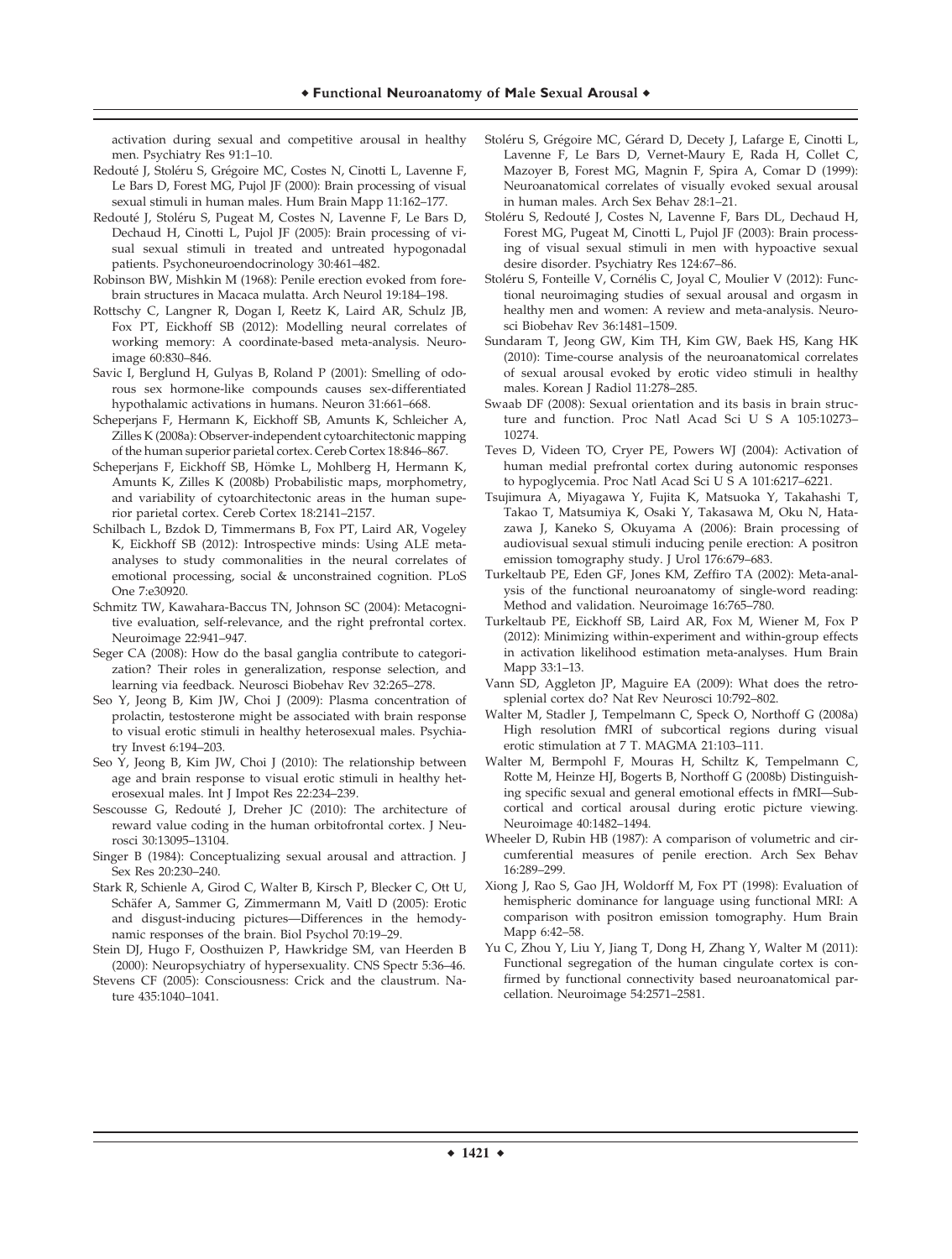activation during sexual and competitive arousal in healthy men. Psychiatry Res 91:1–10.

Redouté J, Stoléru S, Grégoire MC, Costes N, Cinotti L, Lavenne F, Le Bars D, Forest MG, Pujol JF (2000): Brain processing of visual sexual stimuli in human males. Hum Brain Mapp 11:162–177.

Redouté J, Stoléru S, Pugeat M, Costes N, Lavenne F, Le Bars D, Dechaud H, Cinotti L, Pujol JF (2005): Brain processing of visual sexual stimuli in treated and untreated hypogonadal patients. Psychoneuroendocrinology 30:461–482.

Robinson BW, Mishkin M (1968): Penile erection evoked from forebrain structures in Macaca mulatta. Arch Neurol 19:184–198.

Rottschy C, Langner R, Dogan I, Reetz K, Laird AR, Schulz JB, Fox PT, Eickhoff SB (2012): Modelling neural correlates of working memory: A coordinate-based meta-analysis. Neuroimage 60:830–846.

Savic I, Berglund H, Gulyas B, Roland P (2001): Smelling of odorous sex hormone-like compounds causes sex-differentiated hypothalamic activations in humans. Neuron 31:661–668.

Scheperjans F, Hermann K, Eickhoff SB, Amunts K, Schleicher A, Zilles K (2008a): Observer-independent cytoarchitectonic mapping of the human superior parietal cortex. Cereb Cortex 18:846–867.

Scheperjans F, Eickhoff SB, Hömke L, Mohlberg H, Hermann K, Amunts K, Zilles K (2008b) Probabilistic maps, morphometry, and variability of cytoarchitectonic areas in the human superior parietal cortex. Cereb Cortex 18:2141–2157.

Schilbach L, Bzdok D, Timmermans B, Fox PT, Laird AR, Vogeley K, Eickhoff SB (2012): Introspective minds: Using ALE meta-analyses to study commonalities in the neural correlates of emotional processing, social & unconstrained cognition. PLoS One 7:e30920.

Schmitz TW, Kawahara-Baccus TN, Johnson SC (2004): Metacognitive evaluation, self-relevance, and the right prefrontal cortex. Neuroimage 22:941–947.

Seger CA (2008): How do the basal ganglia contribute to categorization? Their roles in generalization, response selection, and learning via feedback. Neurosci Biobehav Rev 32:265–278.

Seo Y, Jeong B, Kim JW, Choi J (2009): Plasma concentration of prolactin, testosterone might be associated with brain response to visual erotic stimuli in healthy heterosexual males. Psychiatry Invest 6:194–203.

Seo Y, Jeong B, Kim JW, Choi J (2010): The relationship between age and brain response to visual erotic stimuli in healthy heterosexual males. Int J Impot Res 22:234–239.

Sescousse G, Redouté J, Dreher JC (2010): The architecture of reward value coding in the human orbitofrontal cortex. J Neurosci 30:13095–13104.

Singer B (1984): Conceptualizing sexual arousal and attraction. J Sex Res 20:230–240.

Stark R, Schienle A, Girod C, Walter B, Kirsch P, Blecker C, Ott U, Schäfer A, Sammer G, Zimmermann M, Vaitl D (2005): Erotic and disgust-inducing pictures—Differences in the hemodynamic responses of the brain. Biol Psychol 70:19–29.

Stein DJ, Hugo F, Oosthuizen P, Hawkridge SM, van Heerden B (2000): Neuropsychiatry of hypersexuality. CNS Spectr 5:36–46.

Stevens CF (2005): Consciousness: Crick and the claustrum. Nature 435:1040–1041.

Stoléru S, Grégoire MC, Gérard D, Decety J, Lafarge E, Cinotti L, Lavenne F, Le Bars D, Vernet-Maury E, Rada H, Collet C, Mazoyer B, Forest MG, Magnin F, Spira A, Comar D (1999): Neuroanatomical correlates of visually evoked sexual arousal in human males. Arch Sex Behav 28:1–21.

Stoléru S, Redouté J, Costes N, Lavenne F, Bars DL, Dechaud H, Forest MG, Pugeat M, Cinotti L, Pujol JF (2003): Brain processing of visual sexual stimuli in men with hypoactive sexual desire disorder. Psychiatry Res 124:67–86.

Stoléru S, Fonteille V, Cornélis C, Joyal C, Moulier V (2012): Functional neuroimaging studies of sexual arousal and orgasm in healthy men and women: A review and meta-analysis. Neurosci Biobehav Rev 36:1481–1509.

Sundaram T, Jeong GW, Kim TH, Kim GW, Baek HS, Kang HK (2010): Time-course analysis of the neuroanatomical correlates of sexual arousal evoked by erotic video stimuli in healthy males. Korean J Radiol 11:278–285.

Swaab DF (2008): Sexual orientation and its basis in brain structure and function. Proc Natl Acad Sci U S A 105:10273–10274.

Teves D, Videen TO, Cryer PE, Powers WJ (2004): Activation of human medial prefrontal cortex during autonomic responses to hypoglycemia. Proc Natl Acad Sci U S A 101:6217–6221.

Tsujimura A, Miyagawa Y, Fujita K, Matsuoka Y, Takahashi T, Takao T, Matsumiya K, Osaki Y, Takasawa M, Oku N, Hatazawa J, Kaneko S, Okuyama A (2006): Brain processing of audiovisual sexual stimuli inducing penile erection: A positron emission tomography study. J Urol 176:679–683.

Turkeltaub PE, Eden GF, Jones KM, Zeffiro TA (2002): Meta-analysis of the functional neuroanatomy of single-word reading: Method and validation. Neuroimage 16:765–780.

Turkeltaub PE, Eickhoff SB, Laird AR, Fox M, Wiener M, Fox P (2012): Minimizing within-experiment and within-group effects in activation likelihood estimation meta-analyses. Hum Brain Mapp 33:1–13.

Vann SD, Aggleton JP, Maguire EA (2009): What does the retrosplenial cortex do? Nat Rev Neurosci 10:792–802.

Walter M, Stadler J, Tempelmann C, Speck O, Northoff G (2008a) High resolution fMRI of subcortical regions during visual erotic stimulation at 7 T. MAGMA 21:103–111.

Walter M, Bermpohl F, Mouras H, Schiltz K, Tempelmann C, Rotte M, Heinze HJ, Bogerts B, Northoff G (2008b) Distinguishing specific sexual and general emotional effects in fMRI—Subcortical and cortical arousal during erotic picture viewing. Neuroimage 40:1482–1494.

Wheeler D, Rubin HB (1987): A comparison of volumetric and circumferential measures of penile erection. Arch Sex Behav 16:289–299.

Xiong J, Rao S, Gao JH, Woldorff M, Fox PT (1998): Evaluation of hemispheric dominance for language using functional MRI: A comparison with positron emission tomography. Hum Brain Mapp 6:42–58.

Yu C, Zhou Y, Liu Y, Jiang T, Dong H, Zhang Y, Walter M (2011): Functional segregation of the human cingulate cortex is confirmed by functional connectivity based neuroanatomical parcellation. Neuroimage 54:2571–2581.